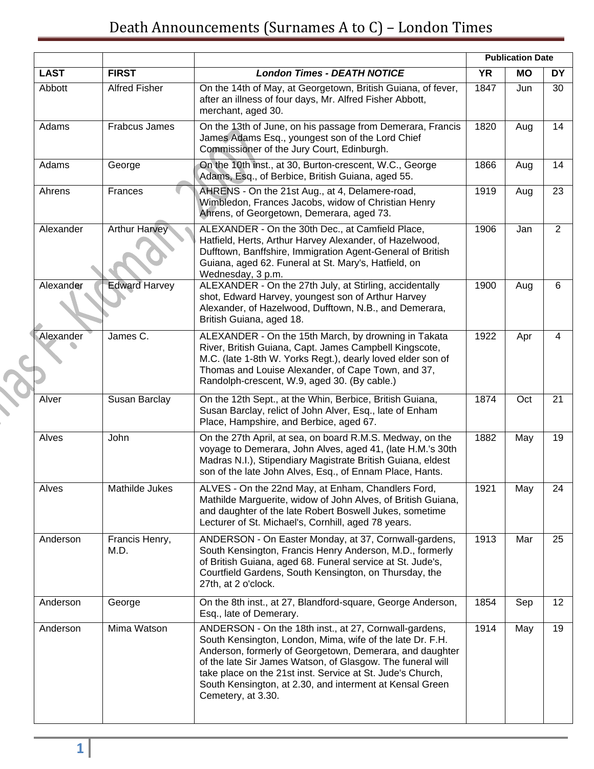# Death Announcements (Surnames A to C) – London Times

| | | | Publication Date | | |
|---|---|---|---|---|---|
| **LAST** | **FIRST** | ***London Times - DEATH NOTICE*** | **YR** | **MO** | **DY** |
| Abbott | Alfred Fisher | On the 14th of May, at Georgetown, British Guiana, of fever, after an illness of four days, Mr. Alfred Fisher Abbott, merchant, aged 30. | 1847 | Jun | 30 |
| Adams | Frabcus James | On the 13th of June, on his passage from Demerara, Francis James Adams Esq., youngest son of the Lord Chief Commissioner of the Jury Court, Edinburgh. | 1820 | Aug | 14 |
| Adams | George | On the 10th inst., at 30, Burton-crescent, W.C., George Adams, Esq., of Berbice, British Guiana, aged 55. | 1866 | Aug | 14 |
| Ahrens | Frances | AHRENS - On the 21st Aug., at 4, Delamere-road, Wimbledon, Frances Jacobs, widow of Christian Henry Ahrens, of Georgetown, Demerara, aged 73. | 1919 | Aug | 23 |
| Alexander | Arthur Harvey | ALEXANDER - On the 30th Dec., at Camfield Place, Hatfield, Herts, Arthur Harvey Alexander, of Hazelwood, Dufftown, Banffshire, Immigration Agent-General of British Guiana, aged 62. Funeral at St. Mary's, Hatfield, on Wednesday, 3 p.m. | 1906 | Jan | 2 |
| Alexander | Edward Harvey | ALEXANDER - On the 27th July, at Stirling, accidentally shot, Edward Harvey, youngest son of Arthur Harvey Alexander, of Hazelwood, Dufftown, N.B., and Demerara, British Guiana, aged 18. | 1900 | Aug | 6 |
| Alexander | James C. | ALEXANDER - On the 15th March, by drowning in Takata River, British Guiana, Capt. James Campbell Kingscote, M.C. (late 1-8th W. Yorks Regt.), dearly loved elder son of Thomas and Louise Alexander, of Cape Town, and 37, Randolph-crescent, W.9, aged 30. (By cable.) | 1922 | Apr | 4 |
| Alver | Susan Barclay | On the 12th Sept., at the Whin, Berbice, British Guiana, Susan Barclay, relict of John Alver, Esq., late of Enham Place, Hampshire, and Berbice, aged 67. | 1874 | Oct | 21 |
| Alves | John | On the 27th April, at sea, on board R.M.S. Medway, on the voyage to Demerara, John Alves, aged 41, (late H.M.'s 30th Madras N.I.), Stipendiary Magistrate British Guiana, eldest son of the late John Alves, Esq., of Ennam Place, Hants. | 1882 | May | 19 |
| Alves | Mathilde Jukes | ALVES - On the 22nd May, at Enham, Chandlers Ford, Mathilde Marguerite, widow of John Alves, of British Guiana, and daughter of the late Robert Boswell Jukes, sometime Lecturer of St. Michael's, Cornhill, aged 78 years. | 1921 | May | 24 |
| Anderson | Francis Henry, M.D. | ANDERSON - On Easter Monday, at 37, Cornwall-gardens, South Kensington, Francis Henry Anderson, M.D., formerly of British Guiana, aged 68. Funeral service at St. Jude's, Courtfield Gardens, South Kensington, on Thursday, the 27th, at 2 o'clock. | 1913 | Mar | 25 |
| Anderson | George | On the 8th inst., at 27, Blandford-square, George Anderson, Esq., late of Demerary. | 1854 | Sep | 12 |
| Anderson | Mima Watson | ANDERSON - On the 18th inst., at 27, Cornwall-gardens, South Kensington, London, Mima, wife of the late Dr. F.H. Anderson, formerly of Georgetown, Demerara, and daughter of the late Sir James Watson, of Glasgow. The funeral will take place on the 21st inst. Service at St. Jude's Church, South Kensington, at 2.30, and interment at Kensal Green Cemetery, at 3.30. | 1914 | May | 19 |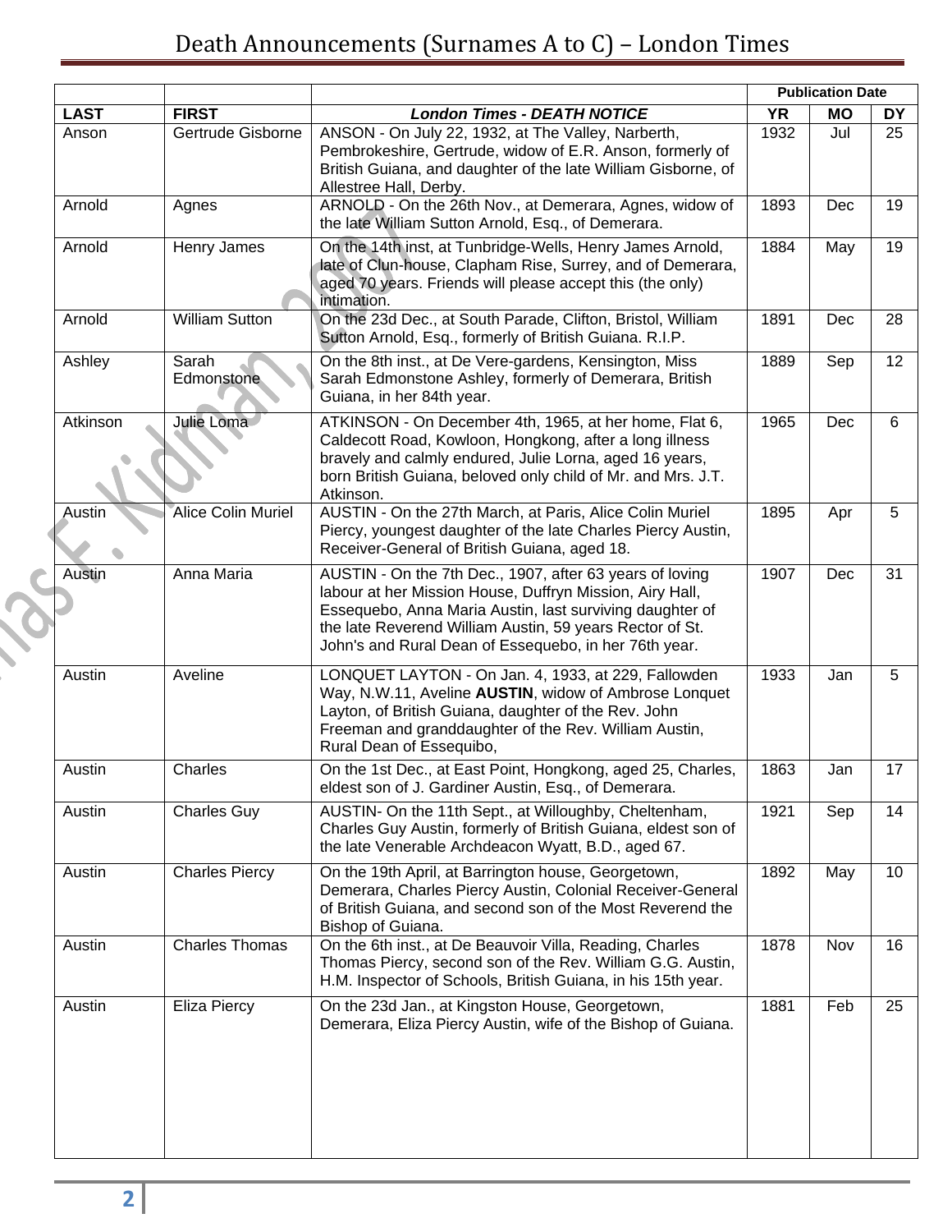# Death Announcements (Surnames A to C) – London Times

| | | | Publication Date | | |
|---|---|---|---|---|---|
| **LAST** | **FIRST** | ***London Times - DEATH NOTICE*** | **YR** | **MO** | **DY** |
| Anson | Gertrude Gisborne | ANSON - On July 22, 1932, at The Valley, Narberth, Pembrokeshire, Gertrude, widow of E.R. Anson, formerly of British Guiana, and daughter of the late William Gisborne, of Allestree Hall, Derby. | 1932 | Jul | 25 |
| Arnold | Agnes | ARNOLD - On the 26th Nov., at Demerara, Agnes, widow of the late William Sutton Arnold, Esq., of Demerara. | 1893 | Dec | 19 |
| Arnold | Henry James | On the 14th inst, at Tunbridge-Wells, Henry James Arnold, late of Clun-house, Clapham Rise, Surrey, and of Demerara, aged 70 years. Friends will please accept this (the only) intimation. | 1884 | May | 19 |
| Arnold | William Sutton | On the 23d Dec., at South Parade, Clifton, Bristol, William Sutton Arnold, Esq., formerly of British Guiana. R.I.P. | 1891 | Dec | 28 |
| Ashley | Sarah Edmonstone | On the 8th inst., at De Vere-gardens, Kensington, Miss Sarah Edmonstone Ashley, formerly of Demerara, British Guiana, in her 84th year. | 1889 | Sep | 12 |
| Atkinson | Julie Lorna | ATKINSON - On December 4th, 1965, at her home, Flat 6, Caldecott Road, Kowloon, Hongkong, after a long illness bravely and calmly endured, Julie Lorna, aged 16 years, born British Guiana, beloved only child of Mr. and Mrs. J.T. Atkinson. | 1965 | Dec | 6 |
| Austin | Alice Colin Muriel | AUSTIN - On the 27th March, at Paris, Alice Colin Muriel Piercy, youngest daughter of the late Charles Piercy Austin, Receiver-General of British Guiana, aged 18. | 1895 | Apr | 5 |
| Austin | Anna Maria | AUSTIN - On the 7th Dec., 1907, after 63 years of loving labour at her Mission House, Duffryn Mission, Airy Hall, Essequebo, Anna Maria Austin, last surviving daughter of the late Reverend William Austin, 59 years Rector of St. John's and Rural Dean of Essequebo, in her 76th year. | 1907 | Dec | 31 |
| Austin | Aveline | LONQUET LAYTON - On Jan. 4, 1933, at 229, Fallowden Way, N.W.11, Aveline **AUSTIN**, widow of Ambrose Lonquet Layton, of British Guiana, daughter of the Rev. John Freeman and granddaughter of the Rev. William Austin, Rural Dean of Essequibo, | 1933 | Jan | 5 |
| Austin | Charles | On the 1st Dec., at East Point, Hongkong, aged 25, Charles, eldest son of J. Gardiner Austin, Esq., of Demerara. | 1863 | Jan | 17 |
| Austin | Charles Guy | AUSTIN- On the 11th Sept., at Willoughby, Cheltenham, Charles Guy Austin, formerly of British Guiana, eldest son of the late Venerable Archdeacon Wyatt, B.D., aged 67. | 1921 | Sep | 14 |
| Austin | Charles Piercy | On the 19th April, at Barrington house, Georgetown, Demerara, Charles Piercy Austin, Colonial Receiver-General of British Guiana, and second son of the Most Reverend the Bishop of Guiana. | 1892 | May | 10 |
| Austin | Charles Thomas | On the 6th inst., at De Beauvoir Villa, Reading, Charles Thomas Piercy, second son of the Rev. William G.G. Austin, H.M. Inspector of Schools, British Guiana, in his 15th year. | 1878 | Nov | 16 |
| Austin | Eliza Piercy | On the 23d Jan., at Kingston House, Georgetown, Demerara, Eliza Piercy Austin, wife of the Bishop of Guiana. | 1881 | Feb | 25 |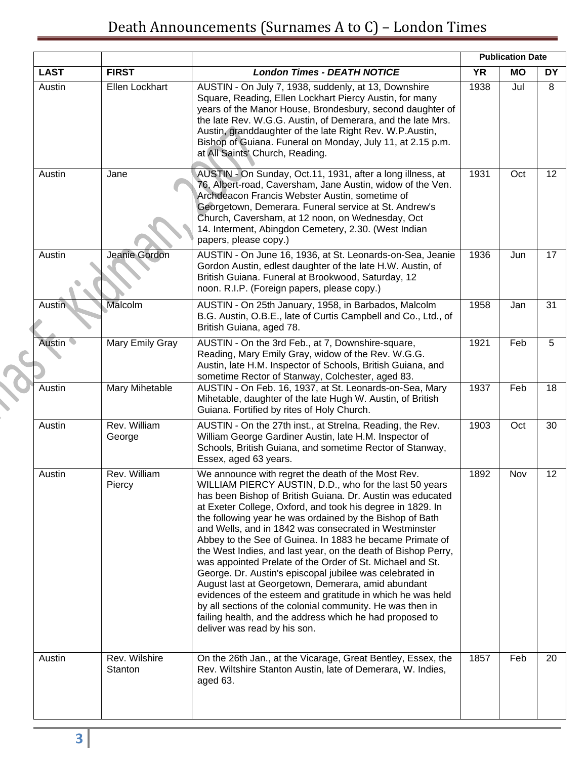# Death Announcements (Surnames A to C) – London Times

| | | | Publication Date | | |
|---|---|---|---|---|---|
| **LAST** | **FIRST** | ***London Times - DEATH NOTICE*** | **YR** | **MO** | **DY** |
| Austin | Ellen Lockhart | AUSTIN - On July 7, 1938, suddenly, at 13, Downshire Square, Reading, Ellen Lockhart Piercy Austin, for many years of the Manor House, Brondesbury, second daughter of the late Rev. W.G.G. Austin, of Demerara, and the late Mrs. Austin, granddaughter of the late Right Rev. W.P.Austin, Bishop of Guiana. Funeral on Monday, July 11, at 2.15 p.m. at All Saints' Church, Reading. | 1938 | Jul | 8 |
| Austin | Jane | AUSTIN - On Sunday, Oct.11, 1931, after a long illness, at 76, Albert-road, Caversham, Jane Austin, widow of the Ven. Archdeacon Francis Webster Austin, sometime of Georgetown, Demerara. Funeral service at St. Andrew's Church, Caversham, at 12 noon, on Wednesday, Oct 14. Interment, Abingdon Cemetery, 2.30. (West Indian papers, please copy.) | 1931 | Oct | 12 |
| Austin | Jeanie Gordon | AUSTIN - On June 16, 1936, at St. Leonards-on-Sea, Jeanie Gordon Austin, edlest daughter of the late H.W. Austin, of British Guiana. Funeral at Brookwood, Saturday, 12 noon. R.I.P. (Foreign papers, please copy.) | 1936 | Jun | 17 |
| Austin | Malcolm | AUSTIN - On 25th January, 1958, in Barbados, Malcolm B.G. Austin, O.B.E., late of Curtis Campbell and Co., Ltd., of British Guiana, aged 78. | 1958 | Jan | 31 |
| Austin | Mary Emily Gray | AUSTIN - On the 3rd Feb., at 7, Downshire-square, Reading, Mary Emily Gray, widow of the Rev. W.G.G. Austin, late H.M. Inspector of Schools, British Guiana, and sometime Rector of Stanway, Colchester, aged 83. | 1921 | Feb | 5 |
| Austin | Mary Mihetable | AUSTIN - On Feb. 16, 1937, at St. Leonards-on-Sea, Mary Mihetable, daughter of the late Hugh W. Austin, of British Guiana. Fortified by rites of Holy Church. | 1937 | Feb | 18 |
| Austin | Rev. William George | AUSTIN - On the 27th inst., at Strelna, Reading, the Rev. William George Gardiner Austin, late H.M. Inspector of Schools, British Guiana, and sometime Rector of Stanway, Essex, aged 63 years. | 1903 | Oct | 30 |
| Austin | Rev. William Piercy | We announce with regret the death of the Most Rev. WILLIAM PIERCY AUSTIN, D.D., who for the last 50 years has been Bishop of British Guiana. Dr. Austin was educated at Exeter College, Oxford, and took his degree in 1829. In the following year he was ordained by the Bishop of Bath and Wells, and in 1842 was consecrated in Westminster Abbey to the See of Guinea. In 1883 he became Primate of the West Indies, and last year, on the death of Bishop Perry, was appointed Prelate of the Order of St. Michael and St. George. Dr. Austin's episcopal jubilee was celebrated in August last at Georgetown, Demerara, amid abundant evidences of the esteem and gratitude in which he was held by all sections of the colonial community. He was then in failing health, and the address which he had proposed to deliver was read by his son. | 1892 | Nov | 12 |
| Austin | Rev. Wilshire Stanton | On the 26th Jan., at the Vicarage, Great Bentley, Essex, the Rev. Wiltshire Stanton Austin, late of Demerara, W. Indies, aged 63. | 1857 | Feb | 20 |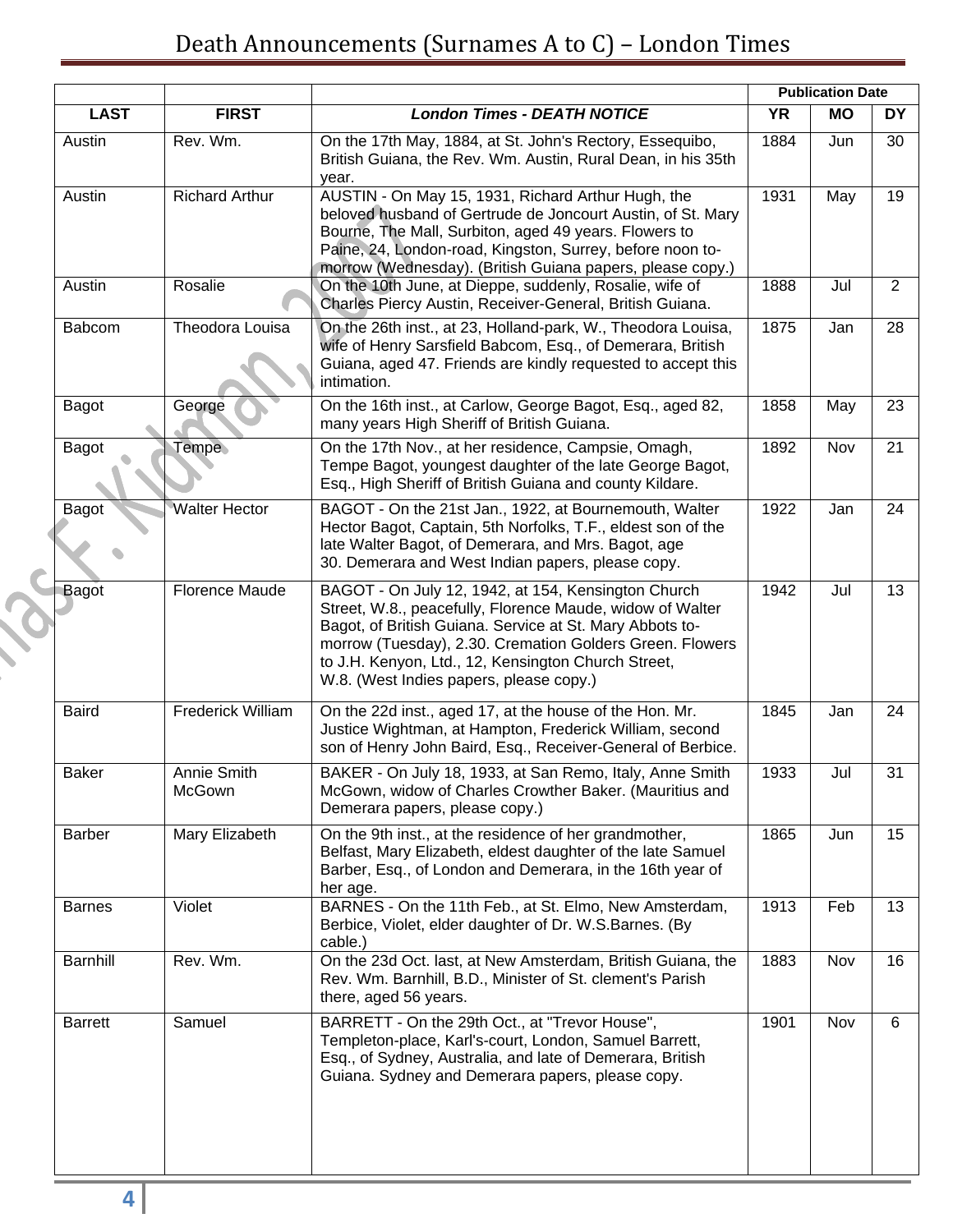# Death Announcements (Surnames A to C) – London Times

| | | | Publication Date | | |
|---|---|---|---|---|---|
| **LAST** | **FIRST** | ***London Times - DEATH NOTICE*** | **YR** | **MO** | **DY** |
| Austin | Rev. Wm. | On the 17th May, 1884, at St. John's Rectory, Essequibo, British Guiana, the Rev. Wm. Austin, Rural Dean, in his 35th year. | 1884 | Jun | 30 |
| Austin | Richard Arthur | AUSTIN - On May 15, 1931, Richard Arthur Hugh, the beloved husband of Gertrude de Joncourt Austin, of St. Mary Bourne, The Mall, Surbiton, aged 49 years. Flowers to Paine, 24, London-road, Kingston, Surrey, before noon to-morrow (Wednesday). (British Guiana papers, please copy.) | 1931 | May | 19 |
| Austin | Rosalie | On the 10th June, at Dieppe, suddenly, Rosalie, wife of Charles Piercy Austin, Receiver-General, British Guiana. | 1888 | Jul | 2 |
| Babcom | Theodora Louisa | On the 26th inst., at 23, Holland-park, W., Theodora Louisa, wife of Henry Sarsfield Babcom, Esq., of Demerara, British Guiana, aged 47. Friends are kindly requested to accept this intimation. | 1875 | Jan | 28 |
| Bagot | George | On the 16th inst., at Carlow, George Bagot, Esq., aged 82, many years High Sheriff of British Guiana. | 1858 | May | 23 |
| Bagot | Tempe | On the 17th Nov., at her residence, Campsie, Omagh, Tempe Bagot, youngest daughter of the late George Bagot, Esq., High Sheriff of British Guiana and county Kildare. | 1892 | Nov | 21 |
| Bagot | Walter Hector | BAGOT - On the 21st Jan., 1922, at Bournemouth, Walter Hector Bagot, Captain, 5th Norfolks, T.F., eldest son of the late Walter Bagot, of Demerara, and Mrs. Bagot, age 30. Demerara and West Indian papers, please copy. | 1922 | Jan | 24 |
| Bagot | Florence Maude | BAGOT - On July 12, 1942, at 154, Kensington Church Street, W.8., peacefully, Florence Maude, widow of Walter Bagot, of British Guiana. Service at St. Mary Abbots to-morrow (Tuesday), 2.30. Cremation Golders Green. Flowers to J.H. Kenyon, Ltd., 12, Kensington Church Street, W.8. (West Indies papers, please copy.) | 1942 | Jul | 13 |
| Baird | Frederick William | On the 22d inst., aged 17, at the house of the Hon. Mr. Justice Wightman, at Hampton, Frederick William, second son of Henry John Baird, Esq., Receiver-General of Berbice. | 1845 | Jan | 24 |
| Baker | Annie Smith McGown | BAKER - On July 18, 1933, at San Remo, Italy, Anne Smith McGown, widow of Charles Crowther Baker. (Mauritius and Demerara papers, please copy.) | 1933 | Jul | 31 |
| Barber | Mary Elizabeth | On the 9th inst., at the residence of her grandmother, Belfast, Mary Elizabeth, eldest daughter of the late Samuel Barber, Esq., of London and Demerara, in the 16th year of her age. | 1865 | Jun | 15 |
| Barnes | Violet | BARNES - On the 11th Feb., at St. Elmo, New Amsterdam, Berbice, Violet, elder daughter of Dr. W.S.Barnes. (By cable.) | 1913 | Feb | 13 |
| Barnhill | Rev. Wm. | On the 23d Oct. last, at New Amsterdam, British Guiana, the Rev. Wm. Barnhill, B.D., Minister of St. clement's Parish there, aged 56 years. | 1883 | Nov | 16 |
| Barrett | Samuel | BARRETT - On the 29th Oct., at "Trevor House", Templeton-place, Karl's-court, London, Samuel Barrett, Esq., of Sydney, Australia, and late of Demerara, British Guiana. Sydney and Demerara papers, please copy. | 1901 | Nov | 6 |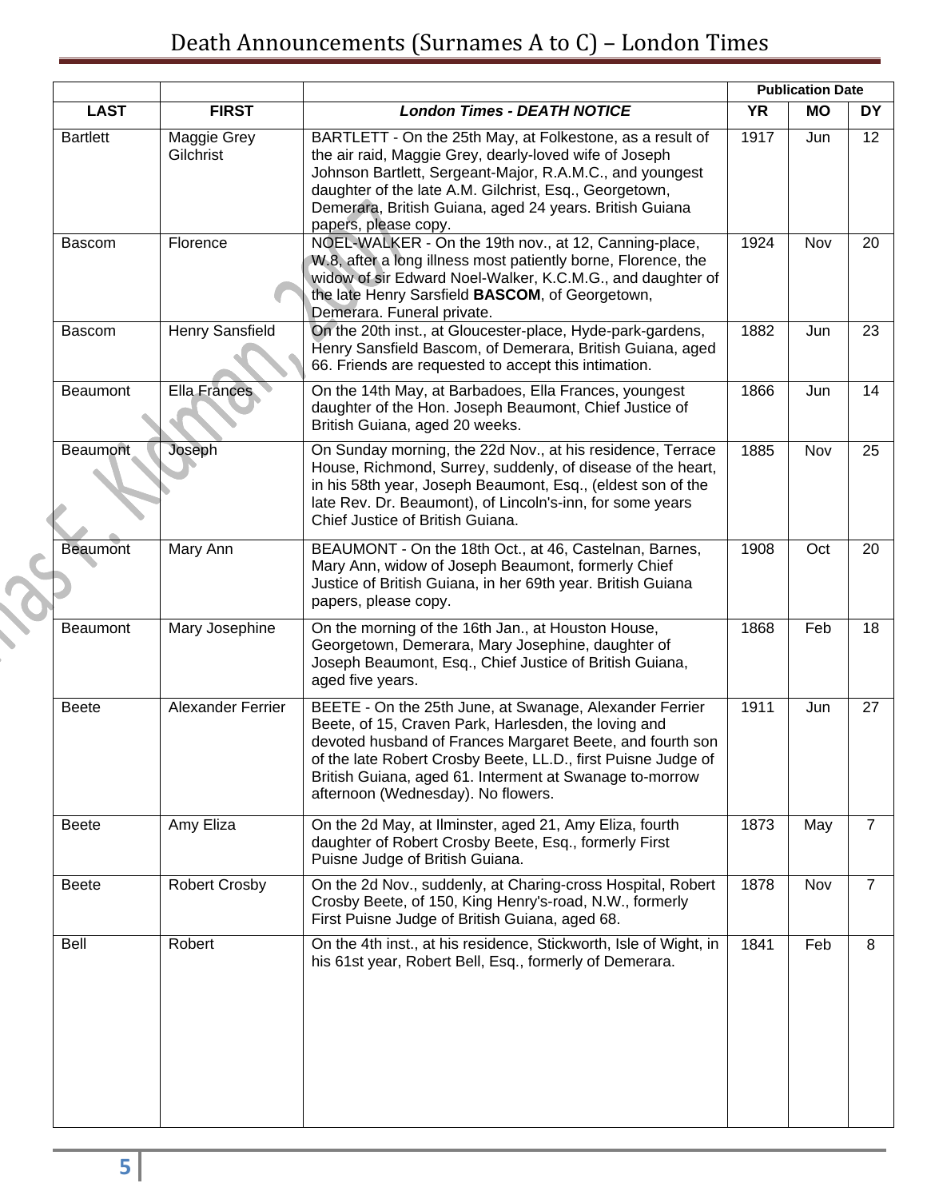# Death Announcements (Surnames A to C) – London Times

| | | | Publication Date | | |
|---|---|---|---|---|---|
| **LAST** | **FIRST** | ***London Times - DEATH NOTICE*** | **YR** | **MO** | **DY** |
| Bartlett | Maggie Grey Gilchrist | BARTLETT - On the 25th May, at Folkestone, as a result of the air raid, Maggie Grey, dearly-loved wife of Joseph Johnson Bartlett, Sergeant-Major, R.A.M.C., and youngest daughter of the late A.M. Gilchrist, Esq., Georgetown, Demerara, British Guiana, aged 24 years. British Guiana papers, please copy. | 1917 | Jun | 12 |
| Bascom | Florence | NOEL-WALKER - On the 19th nov., at 12, Canning-place, W.8, after a long illness most patiently borne, Florence, the widow of sir Edward Noel-Walker, K.C.M.G., and daughter of the late Henry Sarsfield **BASCOM**, of Georgetown, Demerara. Funeral private. | 1924 | Nov | 20 |
| Bascom | Henry Sansfield | On the 20th inst., at Gloucester-place, Hyde-park-gardens, Henry Sansfield Bascom, of Demerara, British Guiana, aged 66. Friends are requested to accept this intimation. | 1882 | Jun | 23 |
| Beaumont | Ella Frances | On the 14th May, at Barbadoes, Ella Frances, youngest daughter of the Hon. Joseph Beaumont, Chief Justice of British Guiana, aged 20 weeks. | 1866 | Jun | 14 |
| Beaumont | Joseph | On Sunday morning, the 22d Nov., at his residence, Terrace House, Richmond, Surrey, suddenly, of disease of the heart, in his 58th year, Joseph Beaumont, Esq., (eldest son of the late Rev. Dr. Beaumont), of Lincoln's-inn, for some years Chief Justice of British Guiana. | 1885 | Nov | 25 |
| Beaumont | Mary Ann | BEAUMONT - On the 18th Oct., at 46, Castelnan, Barnes, Mary Ann, widow of Joseph Beaumont, formerly Chief Justice of British Guiana, in her 69th year. British Guiana papers, please copy. | 1908 | Oct | 20 |
| Beaumont | Mary Josephine | On the morning of the 16th Jan., at Houston House, Georgetown, Demerara, Mary Josephine, daughter of Joseph Beaumont, Esq., Chief Justice of British Guiana, aged five years. | 1868 | Feb | 18 |
| Beete | Alexander Ferrier | BEETE - On the 25th June, at Swanage, Alexander Ferrier Beete, of 15, Craven Park, Harlesden, the loving and devoted husband of Frances Margaret Beete, and fourth son of the late Robert Crosby Beete, LL.D., first Puisne Judge of British Guiana, aged 61. Interment at Swanage to-morrow afternoon (Wednesday). No flowers. | 1911 | Jun | 27 |
| Beete | Amy Eliza | On the 2d May, at Ilminster, aged 21, Amy Eliza, fourth daughter of Robert Crosby Beete, Esq., formerly First Puisne Judge of British Guiana. | 1873 | May | 7 |
| Beete | Robert Crosby | On the 2d Nov., suddenly, at Charing-cross Hospital, Robert Crosby Beete, of 150, King Henry's-road, N.W., formerly First Puisne Judge of British Guiana, aged 68. | 1878 | Nov | 7 |
| Bell | Robert | On the 4th inst., at his residence, Stickworth, Isle of Wight, in his 61st year, Robert Bell, Esq., formerly of Demerara. | 1841 | Feb | 8 |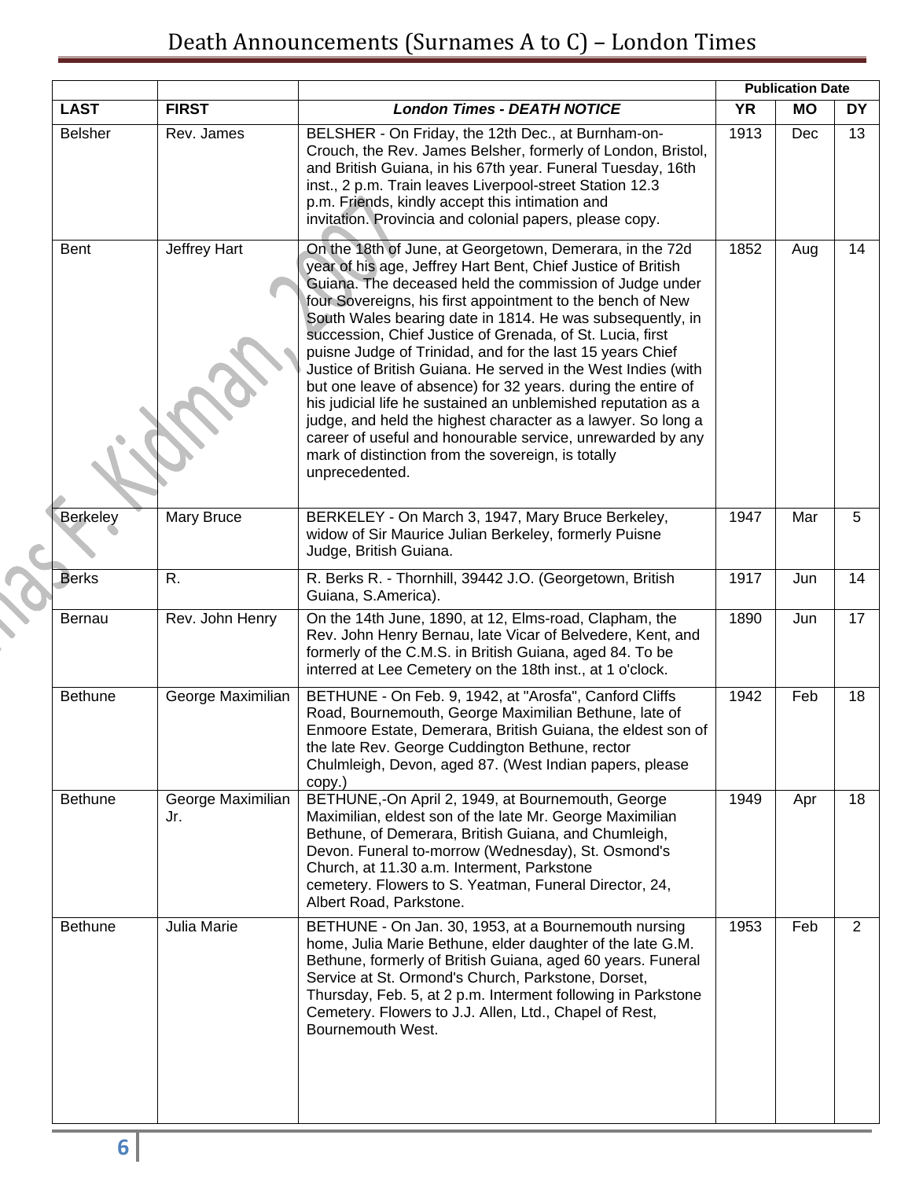# Death Announcements (Surnames A to C) – London Times

| | | | Publication Date | | |
|---|---|---|---|---|---|
| **LAST** | **FIRST** | ***London Times - DEATH NOTICE*** | **YR** | **MO** | **DY** |
| Belsher | Rev. James | BELSHER - On Friday, the 12th Dec., at Burnham-on-Crouch, the Rev. James Belsher, formerly of London, Bristol, and British Guiana, in his 67th year. Funeral Tuesday, 16th inst., 2 p.m. Train leaves Liverpool-street Station 12.3 p.m. Friends, kindly accept this intimation and invitation. Provincia and colonial papers, please copy. | 1913 | Dec | 13 |
| Bent | Jeffrey Hart | On the 18th of June, at Georgetown, Demerara, in the 72d year of his age, Jeffrey Hart Bent, Chief Justice of British Guiana. The deceased held the commission of Judge under four Sovereigns, his first appointment to the bench of New South Wales bearing date in 1814. He was subsequently, in succession, Chief Justice of Grenada, of St. Lucia, first puisne Judge of Trinidad, and for the last 15 years Chief Justice of British Guiana. He served in the West Indies (with but one leave of absence) for 32 years. during the entire of his judicial life he sustained an unblemished reputation as a judge, and held the highest character as a lawyer. So long a career of useful and honourable service, unrewarded by any mark of distinction from the sovereign, is totally unprecedented. | 1852 | Aug | 14 |
| Berkeley | Mary Bruce | BERKELEY - On March 3, 1947, Mary Bruce Berkeley, widow of Sir Maurice Julian Berkeley, formerly Puisne Judge, British Guiana. | 1947 | Mar | 5 |
| Berks | R. | R. Berks R. - Thornhill, 39442 J.O. (Georgetown, British Guiana, S.America). | 1917 | Jun | 14 |
| Bernau | Rev. John Henry | On the 14th June, 1890, at 12, Elms-road, Clapham, the Rev. John Henry Bernau, late Vicar of Belvedere, Kent, and formerly of the C.M.S. in British Guiana, aged 84. To be interred at Lee Cemetery on the 18th inst., at 1 o'clock. | 1890 | Jun | 17 |
| Bethune | George Maximilian | BETHUNE - On Feb. 9, 1942, at "Arosfa", Canford Cliffs Road, Bournemouth, George Maximilian Bethune, late of Enmoore Estate, Demerara, British Guiana, the eldest son of the late Rev. George Cuddington Bethune, rector Chulmleigh, Devon, aged 87. (West Indian papers, please copy.) | 1942 | Feb | 18 |
| Bethune | George Maximilian Jr. | BETHUNE,-On April 2, 1949, at Bournemouth, George Maximilian, eldest son of the late Mr. George Maximilian Bethune, of Demerara, British Guiana, and Chumleigh, Devon. Funeral to-morrow (Wednesday), St. Osmond's Church, at 11.30 a.m. Interment, Parkstone cemetery. Flowers to S. Yeatman, Funeral Director, 24, Albert Road, Parkstone. | 1949 | Apr | 18 |
| Bethune | Julia Marie | BETHUNE - On Jan. 30, 1953, at a Bournemouth nursing home, Julia Marie Bethune, elder daughter of the late G.M. Bethune, formerly of British Guiana, aged 60 years. Funeral Service at St. Ormond's Church, Parkstone, Dorset, Thursday, Feb. 5, at 2 p.m. Interment following in Parkstone Cemetery. Flowers to J.J. Allen, Ltd., Chapel of Rest, Bournemouth West. | 1953 | Feb | 2 |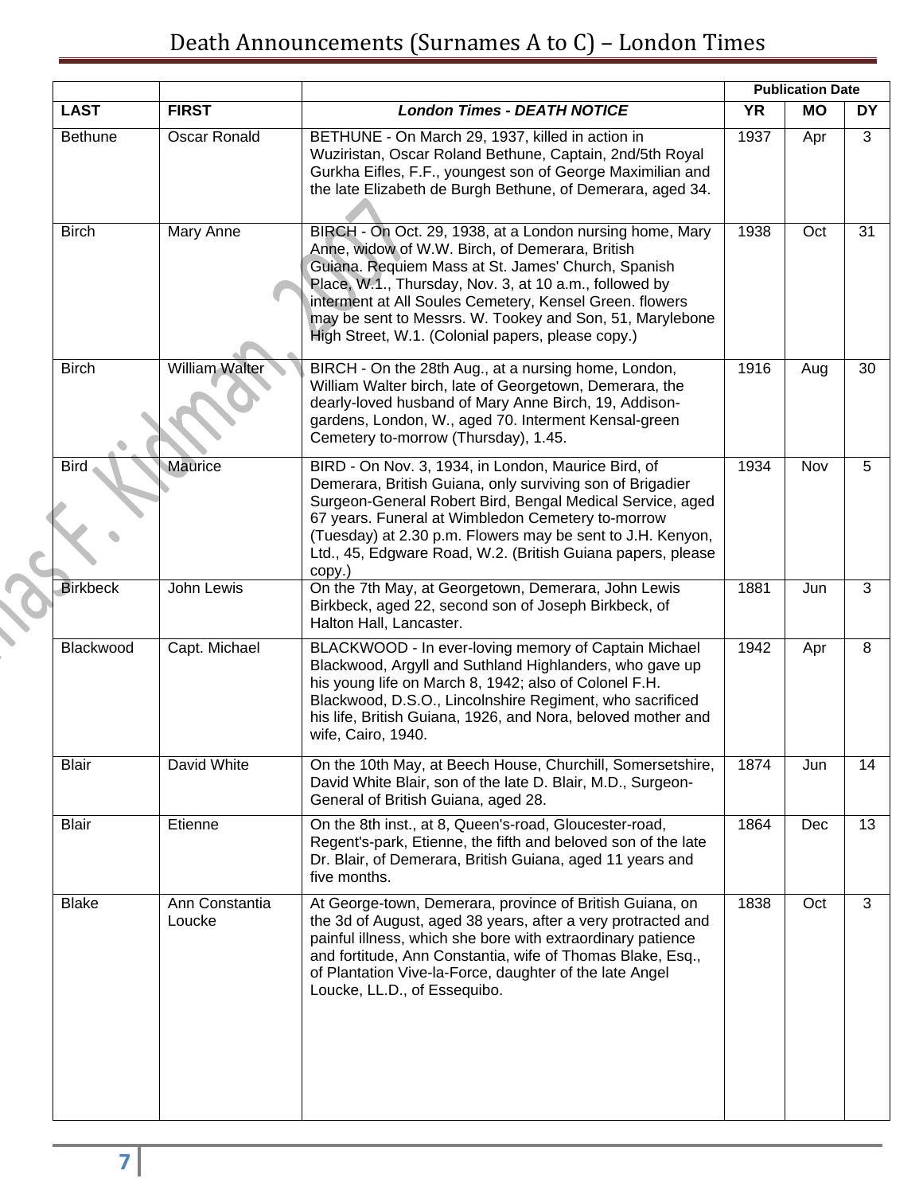# Death Announcements (Surnames A to C) – London Times

| | | | Publication Date | | |
|---|---|---|---|---|---|
| **LAST** | **FIRST** | ***London Times - DEATH NOTICE*** | **YR** | **MO** | **DY** |
| Bethune | Oscar Ronald | BETHUNE - On March 29, 1937, killed in action in Wuziristan, Oscar Roland Bethune, Captain, 2nd/5th Royal Gurkha Eifles, F.F., youngest son of George Maximilian and the late Elizabeth de Burgh Bethune, of Demerara, aged 34. | 1937 | Apr | 3 |
| Birch | Mary Anne | BIRCH - On Oct. 29, 1938, at a London nursing home, Mary Anne, widow of W.W. Birch, of Demerara, British Guiana. Requiem Mass at St. James' Church, Spanish Place, W.1., Thursday, Nov. 3, at 10 a.m., followed by interment at All Soules Cemetery, Kensel Green. flowers may be sent to Messrs. W. Tookey and Son, 51, Marylebone High Street, W.1. (Colonial papers, please copy.) | 1938 | Oct | 31 |
| Birch | William Walter | BIRCH - On the 28th Aug., at a nursing home, London, William Walter birch, late of Georgetown, Demerara, the dearly-loved husband of Mary Anne Birch, 19, Addison-gardens, London, W., aged 70. Interment Kensal-green Cemetery to-morrow (Thursday), 1.45. | 1916 | Aug | 30 |
| Bird | Maurice | BIRD - On Nov. 3, 1934, in London, Maurice Bird, of Demerara, British Guiana, only surviving son of Brigadier Surgeon-General Robert Bird, Bengal Medical Service, aged 67 years. Funeral at Wimbledon Cemetery to-morrow (Tuesday) at 2.30 p.m. Flowers may be sent to J.H. Kenyon, Ltd., 45, Edgware Road, W.2. (British Guiana papers, please copy.) | 1934 | Nov | 5 |
| Birkbeck | John Lewis | On the 7th May, at Georgetown, Demerara, John Lewis Birkbeck, aged 22, second son of Joseph Birkbeck, of Halton Hall, Lancaster. | 1881 | Jun | 3 |
| Blackwood | Capt. Michael | BLACKWOOD - In ever-loving memory of Captain Michael Blackwood, Argyll and Suthland Highlanders, who gave up his young life on March 8, 1942; also of Colonel F.H. Blackwood, D.S.O., Lincolnshire Regiment, who sacrificed his life, British Guiana, 1926, and Nora, beloved mother and wife, Cairo, 1940. | 1942 | Apr | 8 |
| Blair | David White | On the 10th May, at Beech House, Churchill, Somersetshire, David White Blair, son of the late D. Blair, M.D., Surgeon-General of British Guiana, aged 28. | 1874 | Jun | 14 |
| Blair | Etienne | On the 8th inst., at 8, Queen's-road, Gloucester-road, Regent's-park, Etienne, the fifth and beloved son of the late Dr. Blair, of Demerara, British Guiana, aged 11 years and five months. | 1864 | Dec | 13 |
| Blake | Ann Constantia Loucke | At George-town, Demerara, province of British Guiana, on the 3d of August, aged 38 years, after a very protracted and painful illness, which she bore with extraordinary patience and fortitude, Ann Constantia, wife of Thomas Blake, Esq., of Plantation Vive-la-Force, daughter of the late Angel Loucke, LL.D., of Essequibo. | 1838 | Oct | 3 |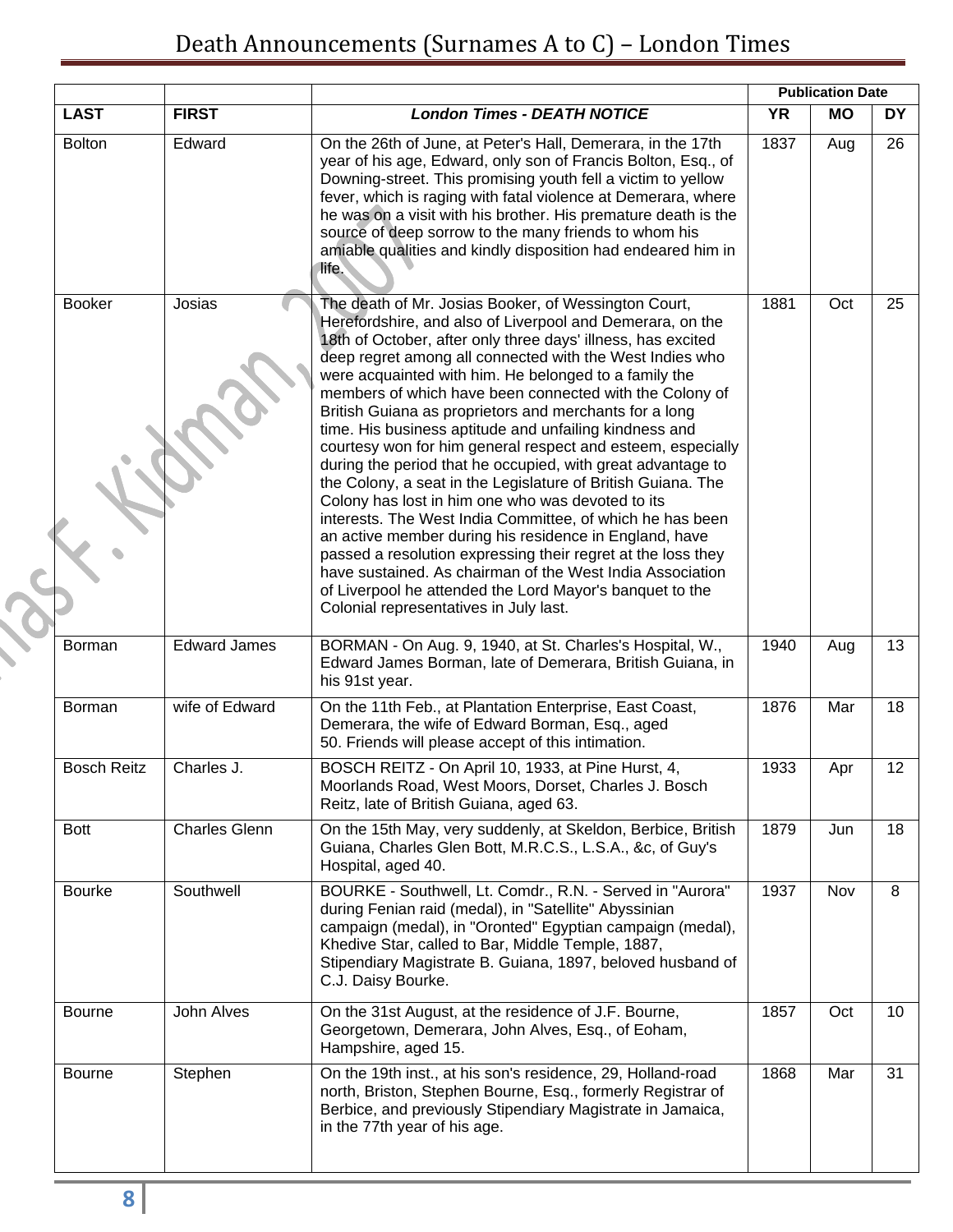# Death Announcements (Surnames A to C) – London Times

| | | | Publication Date | | |
|---|---|---|---|---|---|
| **LAST** | **FIRST** | ***London Times - DEATH NOTICE*** | **YR** | **MO** | **DY** |
| Bolton | Edward | On the 26th of June, at Peter's Hall, Demerara, in the 17th year of his age, Edward, only son of Francis Bolton, Esq., of Downing-street. This promising youth fell a victim to yellow fever, which is raging with fatal violence at Demerara, where he was on a visit with his brother. His premature death is the source of deep sorrow to the many friends to whom his amiable qualities and kindly disposition had endeared him in life. | 1837 | Aug | 26 |
| Booker | Josias | The death of Mr. Josias Booker, of Wessington Court, Herefordshire, and also of Liverpool and Demerara, on the 18th of October, after only three days' illness, has excited deep regret among all connected with the West Indies who were acquainted with him. He belonged to a family the members of which have been connected with the Colony of British Guiana as proprietors and merchants for a long time. His business aptitude and unfailing kindness and courtesy won for him general respect and esteem, especially during the period that he occupied, with great advantage to the Colony, a seat in the Legislature of British Guiana. The Colony has lost in him one who was devoted to its interests. The West India Committee, of which he has been an active member during his residence in England, have passed a resolution expressing their regret at the loss they have sustained. As chairman of the West India Association of Liverpool he attended the Lord Mayor's banquet to the Colonial representatives in July last. | 1881 | Oct | 25 |
| Borman | Edward James | BORMAN - On Aug. 9, 1940, at St. Charles's Hospital, W., Edward James Borman, late of Demerara, British Guiana, in his 91st year. | 1940 | Aug | 13 |
| Borman | wife of Edward | On the 11th Feb., at Plantation Enterprise, East Coast, Demerara, the wife of Edward Borman, Esq., aged 50. Friends will please accept of this intimation. | 1876 | Mar | 18 |
| Bosch Reitz | Charles J. | BOSCH REITZ - On April 10, 1933, at Pine Hurst, 4, Moorlands Road, West Moors, Dorset, Charles J. Bosch Reitz, late of British Guiana, aged 63. | 1933 | Apr | 12 |
| Bott | Charles Glenn | On the 15th May, very suddenly, at Skeldon, Berbice, British Guiana, Charles Glen Bott, M.R.C.S., L.S.A., &c, of Guy's Hospital, aged 40. | 1879 | Jun | 18 |
| Bourke | Southwell | BOURKE - Southwell, Lt. Comdr., R.N. - Served in "Aurora" during Fenian raid (medal), in "Satellite" Abyssinian campaign (medal), in "Oronted" Egyptian campaign (medal), Khedive Star, called to Bar, Middle Temple, 1887, Stipendiary Magistrate B. Guiana, 1897, beloved husband of C.J. Daisy Bourke. | 1937 | Nov | 8 |
| Bourne | John Alves | On the 31st August, at the residence of J.F. Bourne, Georgetown, Demerara, John Alves, Esq., of Eoham, Hampshire, aged 15. | 1857 | Oct | 10 |
| Bourne | Stephen | On the 19th inst., at his son's residence, 29, Holland-road north, Briston, Stephen Bourne, Esq., formerly Registrar of Berbice, and previously Stipendiary Magistrate in Jamaica, in the 77th year of his age. | 1868 | Mar | 31 |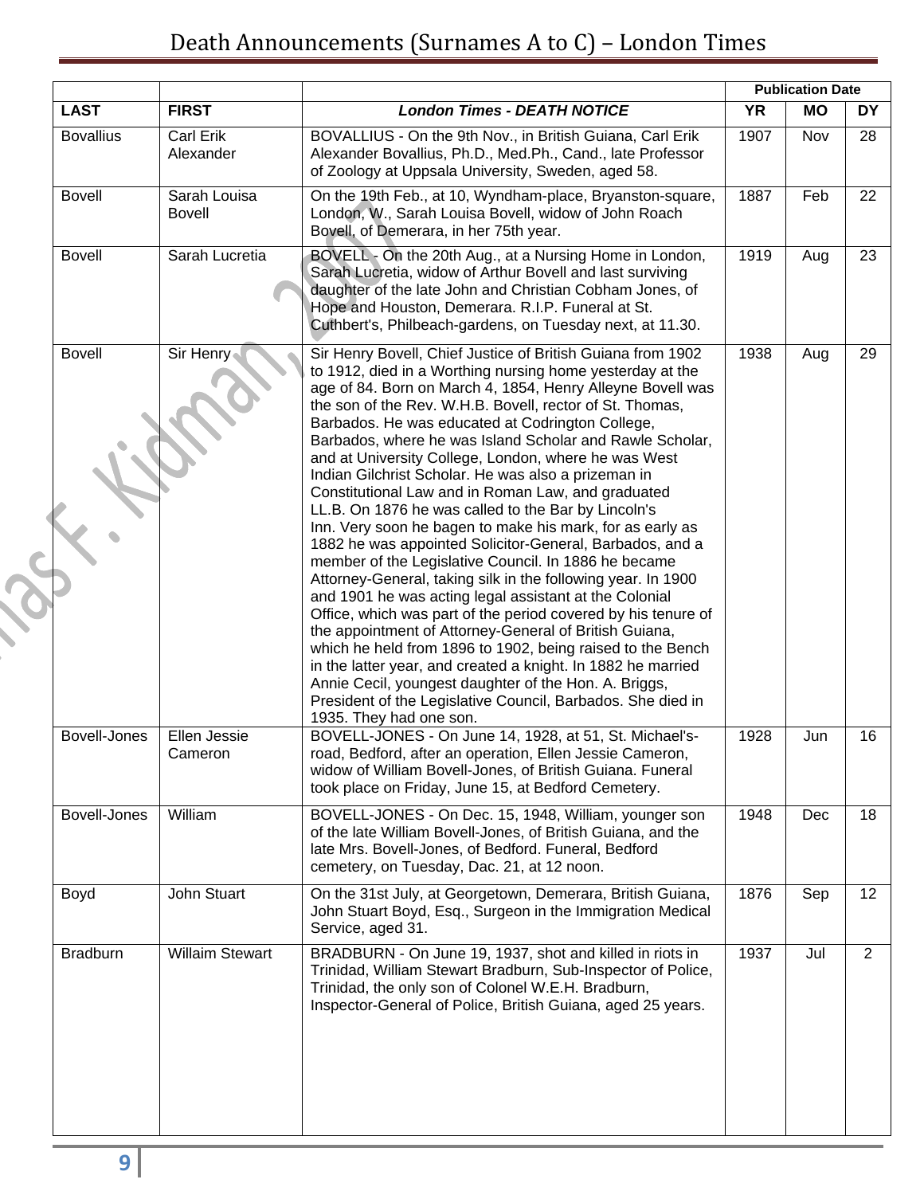| | | | Publication Date | | |
|---|---|---|---|---|---|
| **LAST** | **FIRST** | ***London Times - DEATH NOTICE*** | **YR** | **MO** | **DY** |
| Bovallius | Carl Erik Alexander | BOVALLIUS - On the 9th Nov., in British Guiana, Carl Erik Alexander Bovallius, Ph.D., Med.Ph., Cand., late Professor of Zoology at Uppsala University, Sweden, aged 58. | 1907 | Nov | 28 |
| Bovell | Sarah Louisa Bovell | On the 19th Feb., at 10, Wyndham-place, Bryanston-square, London, W., Sarah Louisa Bovell, widow of John Roach Bovell, of Demerara, in her 75th year. | 1887 | Feb | 22 |
| Bovell | Sarah Lucretia | BOVELL - On the 20th Aug., at a Nursing Home in London, Sarah Lucretia, widow of Arthur Bovell and last surviving daughter of the late John and Christian Cobham Jones, of Hope and Houston, Demerara. R.I.P. Funeral at St. Cuthbert's, Philbeach-gardens, on Tuesday next, at 11.30. | 1919 | Aug | 23 |
| Bovell | Sir Henry | Sir Henry Bovell, Chief Justice of British Guiana from 1902 to 1912, died in a Worthing nursing home yesterday at the age of 84. Born on March 4, 1854, Henry Alleyne Bovell was the son of the Rev. W.H.B. Bovell, rector of St. Thomas, Barbados. He was educated at Codrington College, Barbados, where he was Island Scholar and Rawle Scholar, and at University College, London, where he was West Indian Gilchrist Scholar. He was also a prizeman in Constitutional Law and in Roman Law, and graduated LL.B. On 1876 he was called to the Bar by Lincoln's Inn. Very soon he bagen to make his mark, for as early as 1882 he was appointed Solicitor-General, Barbados, and a member of the Legislative Council. In 1886 he became Attorney-General, taking silk in the following year. In 1900 and 1901 he was acting legal assistant at the Colonial Office, which was part of the period covered by his tenure of the appointment of Attorney-General of British Guiana, which he held from 1896 to 1902, being raised to the Bench in the latter year, and created a knight. In 1882 he married Annie Cecil, youngest daughter of the Hon. A. Briggs, President of the Legislative Council, Barbados. She died in 1935. They had one son. | 1938 | Aug | 29 |
| Bovell-Jones | Ellen Jessie Cameron | BOVELL-JONES - On June 14, 1928, at 51, St. Michael's-road, Bedford, after an operation, Ellen Jessie Cameron, widow of William Bovell-Jones, of British Guiana. Funeral took place on Friday, June 15, at Bedford Cemetery. | 1928 | Jun | 16 |
| Bovell-Jones | William | BOVELL-JONES - On Dec. 15, 1948, William, younger son of the late William Bovell-Jones, of British Guiana, and the late Mrs. Bovell-Jones, of Bedford. Funeral, Bedford cemetery, on Tuesday, Dac. 21, at 12 noon. | 1948 | Dec | 18 |
| Boyd | John Stuart | On the 31st July, at Georgetown, Demerara, British Guiana, John Stuart Boyd, Esq., Surgeon in the Immigration Medical Service, aged 31. | 1876 | Sep | 12 |
| Bradburn | Willaim Stewart | BRADBURN - On June 19, 1937, shot and killed in riots in Trinidad, William Stewart Bradburn, Sub-Inspector of Police, Trinidad, the only son of Colonel W.E.H. Bradburn, Inspector-General of Police, British Guiana, aged 25 years. | 1937 | Jul | 2 |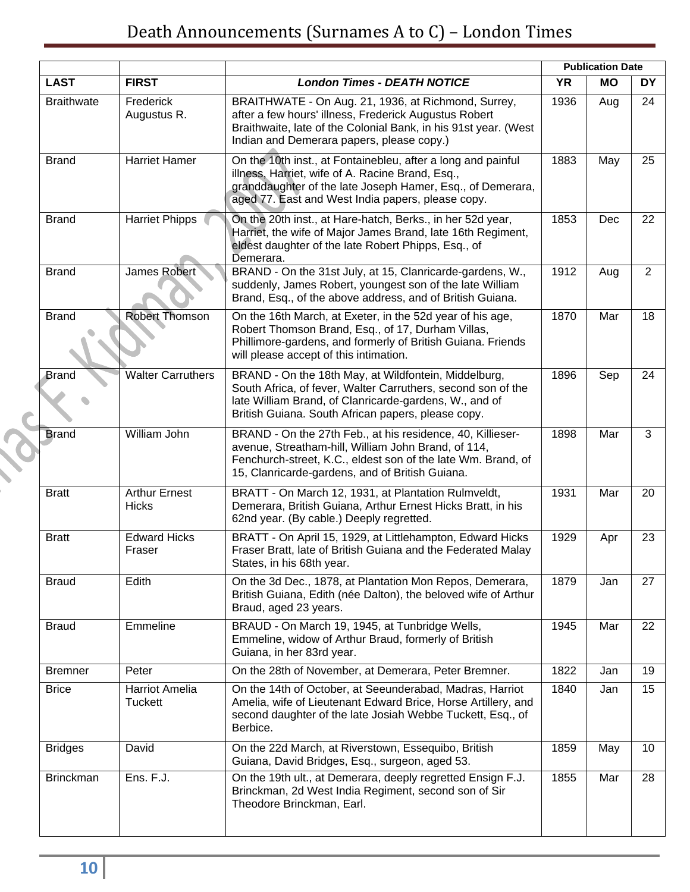# Death Announcements (Surnames A to C) – London Times

| | | | Publication Date | | |
|---|---|---|---|---|---|
| **LAST** | **FIRST** | ***London Times - DEATH NOTICE*** | **YR** | **MO** | **DY** |
| Braithwate | Frederick Augustus R. | BRAITHWATE - On Aug. 21, 1936, at Richmond, Surrey, after a few hours' illness, Frederick Augustus Robert Braithwaite, late of the Colonial Bank, in his 91st year. (West Indian and Demerara papers, please copy.) | 1936 | Aug | 24 |
| Brand | Harriet Hamer | On the 10th inst., at Fontainebleu, after a long and painful illness, Harriet, wife of A. Racine Brand, Esq., granddaughter of the late Joseph Hamer, Esq., of Demerara, aged 77. East and West India papers, please copy. | 1883 | May | 25 |
| Brand | Harriet Phipps | On the 20th inst., at Hare-hatch, Berks., in her 52d year, Harriet, the wife of Major James Brand, late 16th Regiment, eldest daughter of the late Robert Phipps, Esq., of Demerara. | 1853 | Dec | 22 |
| Brand | James Robert | BRAND - On the 31st July, at 15, Clanricarde-gardens, W., suddenly, James Robert, youngest son of the late William Brand, Esq., of the above address, and of British Guiana. | 1912 | Aug | 2 |
| Brand | Robert Thomson | On the 16th March, at Exeter, in the 52d year of his age, Robert Thomson Brand, Esq., of 17, Durham Villas, Phillimore-gardens, and formerly of British Guiana. Friends will please accept of this intimation. | 1870 | Mar | 18 |
| Brand | Walter Carruthers | BRAND - On the 18th May, at Wildfontein, Middelburg, South Africa, of fever, Walter Carruthers, second son of the late William Brand, of Clanricarde-gardens, W., and of British Guiana. South African papers, please copy. | 1896 | Sep | 24 |
| Brand | William John | BRAND - On the 27th Feb., at his residence, 40, Killieser-avenue, Streatham-hill, William John Brand, of 114, Fenchurch-street, K.C., eldest son of the late Wm. Brand, of 15, Clanricarde-gardens, and of British Guiana. | 1898 | Mar | 3 |
| Bratt | Arthur Ernest Hicks | BRATT - On March 12, 1931, at Plantation Rulmveldt, Demerara, British Guiana, Arthur Ernest Hicks Bratt, in his 62nd year. (By cable.) Deeply regretted. | 1931 | Mar | 20 |
| Bratt | Edward Hicks Fraser | BRATT - On April 15, 1929, at Littlehampton, Edward Hicks Fraser Bratt, late of British Guiana and the Federated Malay States, in his 68th year. | 1929 | Apr | 23 |
| Braud | Edith | On the 3d Dec., 1878, at Plantation Mon Repos, Demerara, British Guiana, Edith (née Dalton), the beloved wife of Arthur Braud, aged 23 years. | 1879 | Jan | 27 |
| Braud | Emmeline | BRAUD - On March 19, 1945, at Tunbridge Wells, Emmeline, widow of Arthur Braud, formerly of British Guiana, in her 83rd year. | 1945 | Mar | 22 |
| Bremner | Peter | On the 28th of November, at Demerara, Peter Bremner. | 1822 | Jan | 19 |
| Brice | Harriot Amelia Tuckett | On the 14th of October, at Seeunderabad, Madras, Harriot Amelia, wife of Lieutenant Edward Brice, Horse Artillery, and second daughter of the late Josiah Webbe Tuckett, Esq., of Berbice. | 1840 | Jan | 15 |
| Bridges | David | On the 22d March, at Riverstown, Essequibo, British Guiana, David Bridges, Esq., surgeon, aged 53. | 1859 | May | 10 |
| Brinckman | Ens. F.J. | On the 19th ult., at Demerara, deeply regretted Ensign F.J. Brinckman, 2d West India Regiment, second son of Sir Theodore Brinckman, Earl. | 1855 | Mar | 28 |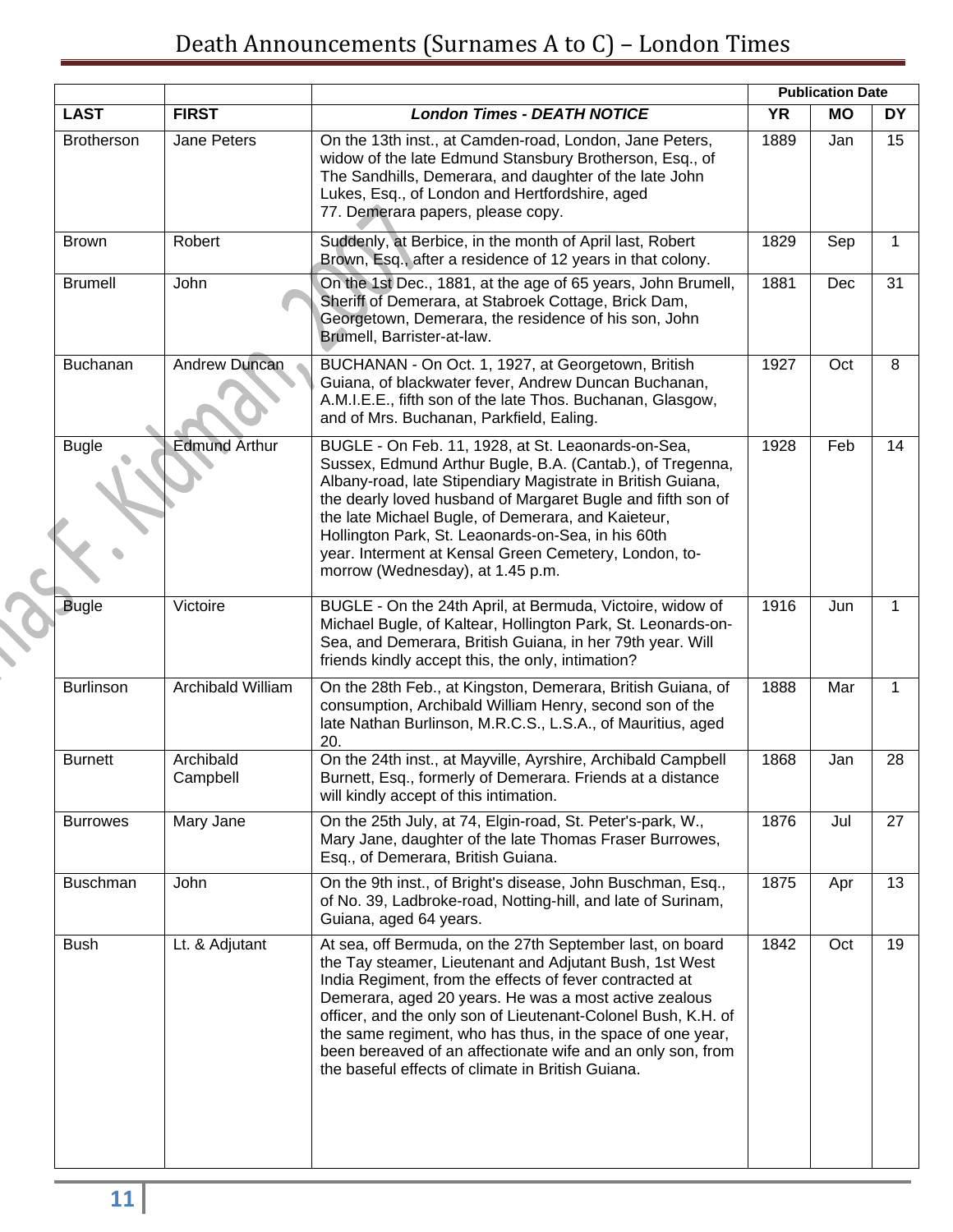| | | | Publication Date | | |
|---|---|---|---|---|---|
| **LAST** | **FIRST** | ***London Times - DEATH NOTICE*** | **YR** | **MO** | **DY** |
| Brotherson | Jane Peters | On the 13th inst., at Camden-road, London, Jane Peters, widow of the late Edmund Stansbury Brotherson, Esq., of The Sandhills, Demerara, and daughter of the late John Lukes, Esq., of London and Hertfordshire, aged 77. Demerara papers, please copy. | 1889 | Jan | 15 |
| Brown | Robert | Suddenly, at Berbice, in the month of April last, Robert Brown, Esq., after a residence of 12 years in that colony. | 1829 | Sep | 1 |
| Brumell | John | On the 1st Dec., 1881, at the age of 65 years, John Brumell, Sheriff of Demerara, at Stabroek Cottage, Brick Dam, Georgetown, Demerara, the residence of his son, John Brumell, Barrister-at-law. | 1881 | Dec | 31 |
| Buchanan | Andrew Duncan | BUCHANAN - On Oct. 1, 1927, at Georgetown, British Guiana, of blackwater fever, Andrew Duncan Buchanan, A.M.I.E.E., fifth son of the late Thos. Buchanan, Glasgow, and of Mrs. Buchanan, Parkfield, Ealing. | 1927 | Oct | 8 |
| Bugle | Edmund Arthur | BUGLE - On Feb. 11, 1928, at St. Leaonards-on-Sea, Sussex, Edmund Arthur Bugle, B.A. (Cantab.), of Tregenna, Albany-road, late Stipendiary Magistrate in British Guiana, the dearly loved husband of Margaret Bugle and fifth son of the late Michael Bugle, of Demerara, and Kaieteur, Hollington Park, St. Leaonards-on-Sea, in his 60th year. Interment at Kensal Green Cemetery, London, to-morrow (Wednesday), at 1.45 p.m. | 1928 | Feb | 14 |
| Bugle | Victoire | BUGLE - On the 24th April, at Bermuda, Victoire, widow of Michael Bugle, of Kaltear, Hollington Park, St. Leonards-on-Sea, and Demerara, British Guiana, in her 79th year. Will friends kindly accept this, the only, intimation? | 1916 | Jun | 1 |
| Burlinson | Archibald William | On the 28th Feb., at Kingston, Demerara, British Guiana, of consumption, Archibald William Henry, second son of the late Nathan Burlinson, M.R.C.S., L.S.A., of Mauritius, aged 20. | 1888 | Mar | 1 |
| Burnett | Archibald Campbell | On the 24th inst., at Mayville, Ayrshire, Archibald Campbell Burnett, Esq., formerly of Demerara. Friends at a distance will kindly accept of this intimation. | 1868 | Jan | 28 |
| Burrowes | Mary Jane | On the 25th July, at 74, Elgin-road, St. Peter's-park, W., Mary Jane, daughter of the late Thomas Fraser Burrowes, Esq., of Demerara, British Guiana. | 1876 | Jul | 27 |
| Buschman | John | On the 9th inst., of Bright's disease, John Buschman, Esq., of No. 39, Ladbroke-road, Notting-hill, and late of Surinam, Guiana, aged 64 years. | 1875 | Apr | 13 |
| Bush | Lt. & Adjutant | At sea, off Bermuda, on the 27th September last, on board the Tay steamer, Lieutenant and Adjutant Bush, 1st West India Regiment, from the effects of fever contracted at Demerara, aged 20 years. He was a most active zealous officer, and the only son of Lieutenant-Colonel Bush, K.H. of the same regiment, who has thus, in the space of one year, been bereaved of an affectionate wife and an only son, from the baseful effects of climate in British Guiana. | 1842 | Oct | 19 |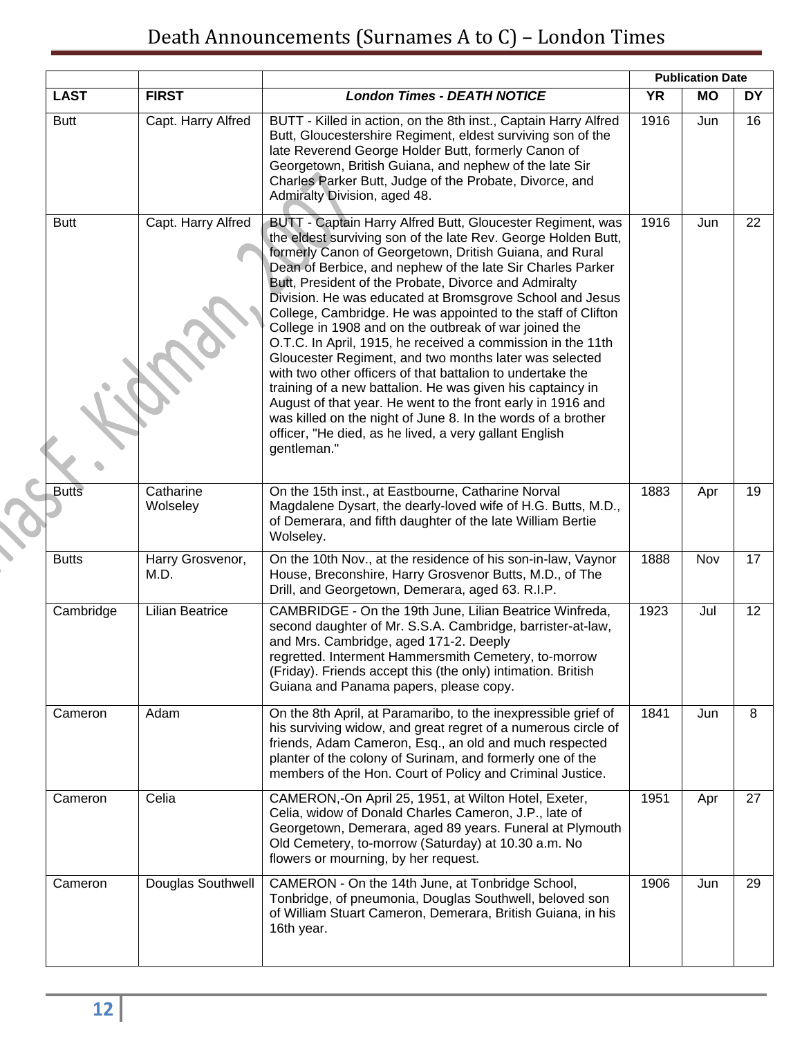# Death Announcements (Surnames A to C) – London Times

| | | | Publication Date | | |
|---|---|---|---|---|---|
| **LAST** | **FIRST** | ***London Times - DEATH NOTICE*** | **YR** | **MO** | **DY** |
| Butt | Capt. Harry Alfred | BUTT - Killed in action, on the 8th inst., Captain Harry Alfred Butt, Gloucestershire Regiment, eldest surviving son of the late Reverend George Holder Butt, formerly Canon of Georgetown, British Guiana, and nephew of the late Sir Charles Parker Butt, Judge of the Probate, Divorce, and Admiralty Division, aged 48. | 1916 | Jun | 16 |
| Butt | Capt. Harry Alfred | BUTT - Captain Harry Alfred Butt, Gloucester Regiment, was the eldest surviving son of the late Rev. George Holden Butt, formerly Canon of Georgetown, Dritish Guiana, and Rural Dean of Berbice, and nephew of the late Sir Charles Parker Butt, President of the Probate, Divorce and Admiralty Division. He was educated at Bromsgrove School and Jesus College, Cambridge. He was appointed to the staff of Clifton College in 1908 and on the outbreak of war joined the O.T.C. In April, 1915, he received a commission in the 11th Gloucester Regiment, and two months later was selected with two other officers of that battalion to undertake the training of a new battalion. He was given his captaincy in August of that year. He went to the front early in 1916 and was killed on the night of June 8. In the words of a brother officer, "He died, as he lived, a very gallant English gentleman." | 1916 | Jun | 22 |
| Butts | Catharine Wolseley | On the 15th inst., at Eastbourne, Catharine Norval Magdalene Dysart, the dearly-loved wife of H.G. Butts, M.D., of Demerara, and fifth daughter of the late William Bertie Wolseley. | 1883 | Apr | 19 |
| Butts | Harry Grosvenor, M.D. | On the 10th Nov., at the residence of his son-in-law, Vaynor House, Breconshire, Harry Grosvenor Butts, M.D., of The Drill, and Georgetown, Demerara, aged 63. R.I.P. | 1888 | Nov | 17 |
| Cambridge | Lilian Beatrice | CAMBRIDGE - On the 19th June, Lilian Beatrice Winfreda, second daughter of Mr. S.S.A. Cambridge, barrister-at-law, and Mrs. Cambridge, aged 171-2. Deeply regretted. Interment Hammersmith Cemetery, to-morrow (Friday). Friends accept this (the only) intimation. British Guiana and Panama papers, please copy. | 1923 | Jul | 12 |
| Cameron | Adam | On the 8th April, at Paramaribo, to the inexpressible grief of his surviving widow, and great regret of a numerous circle of friends, Adam Cameron, Esq., an old and much respected planter of the colony of Surinam, and formerly one of the members of the Hon. Court of Policy and Criminal Justice. | 1841 | Jun | 8 |
| Cameron | Celia | CAMERON,-On April 25, 1951, at Wilton Hotel, Exeter, Celia, widow of Donald Charles Cameron, J.P., late of Georgetown, Demerara, aged 89 years. Funeral at Plymouth Old Cemetery, to-morrow (Saturday) at 10.30 a.m. No flowers or mourning, by her request. | 1951 | Apr | 27 |
| Cameron | Douglas Southwell | CAMERON - On the 14th June, at Tonbridge School, Tonbridge, of pneumonia, Douglas Southwell, beloved son of William Stuart Cameron, Demerara, British Guiana, in his 16th year. | 1906 | Jun | 29 |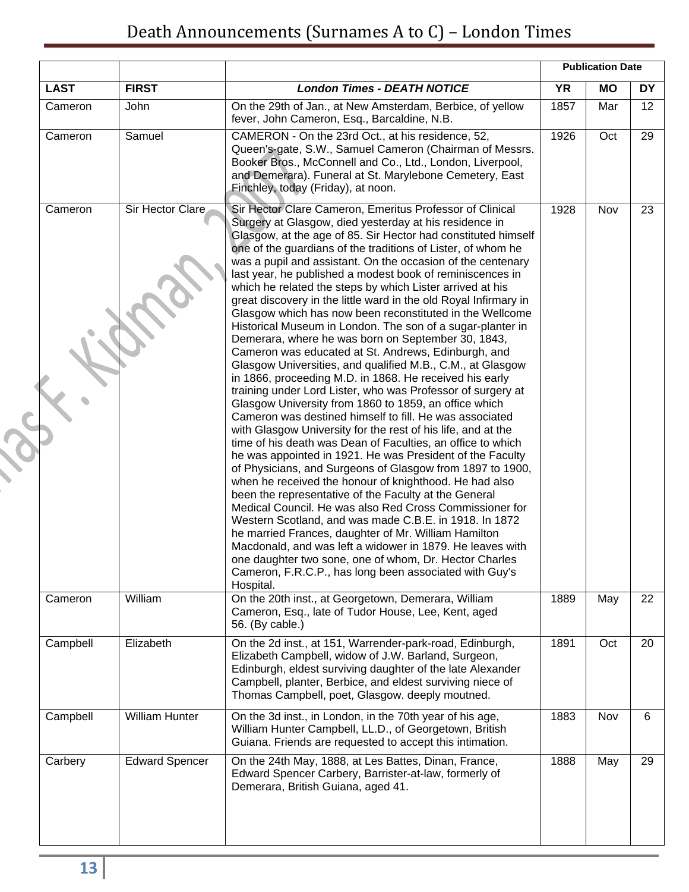# Death Announcements (Surnames A to C) – London Times

| | | | Publication Date | | |
|---|---|---|---|---|---|
| **LAST** | **FIRST** | ***London Times - DEATH NOTICE*** | **YR** | **MO** | **DY** |
| Cameron | John | On the 29th of Jan., at New Amsterdam, Berbice, of yellow fever, John Cameron, Esq., Barcaldine, N.B. | 1857 | Mar | 12 |
| Cameron | Samuel | CAMERON - On the 23rd Oct., at his residence, 52, Queen's-gate, S.W., Samuel Cameron (Chairman of Messrs. Booker Bros., McConnell and Co., Ltd., London, Liverpool, and Demerara). Funeral at St. Marylebone Cemetery, East Finchley, today (Friday), at noon. | 1926 | Oct | 29 |
| Cameron | Sir Hector Clare | Sir Hector Clare Cameron, Emeritus Professor of Clinical Surgery at Glasgow, died yesterday at his residence in Glasgow, at the age of 85. Sir Hector had constituted himself one of the guardians of the traditions of Lister, of whom he was a pupil and assistant. On the occasion of the centenary last year, he published a modest book of reminiscences in which he related the steps by which Lister arrived at his great discovery in the little ward in the old Royal Infirmary in Glasgow which has now been reconstituted in the Wellcome Historical Museum in London. The son of a sugar-planter in Demerara, where he was born on September 30, 1843, Cameron was educated at St. Andrews, Edinburgh, and Glasgow Universities, and qualified M.B., C.M., at Glasgow in 1866, proceeding M.D. in 1868. He received his early training under Lord Lister, who was Professor of surgery at Glasgow University from 1860 to 1859, an office which Cameron was destined himself to fill. He was associated with Glasgow University for the rest of his life, and at the time of his death was Dean of Faculties, an office to which he was appointed in 1921. He was President of the Faculty of Physicians, and Surgeons of Glasgow from 1897 to 1900, when he received the honour of knighthood. He had also been the representative of the Faculty at the General Medical Council. He was also Red Cross Commissioner for Western Scotland, and was made C.B.E. in 1918. In 1872 he married Frances, daughter of Mr. William Hamilton Macdonald, and was left a widower in 1879. He leaves with one daughter two sone, one of whom, Dr. Hector Charles Cameron, F.R.C.P., has long been associated with Guy's Hospital. | 1928 | Nov | 23 |
| Cameron | William | On the 20th inst., at Georgetown, Demerara, William Cameron, Esq., late of Tudor House, Lee, Kent, aged 56. (By cable.) | 1889 | May | 22 |
| Campbell | Elizabeth | On the 2d inst., at 151, Warrender-park-road, Edinburgh, Elizabeth Campbell, widow of J.W. Barland, Surgeon, Edinburgh, eldest surviving daughter of the late Alexander Campbell, planter, Berbice, and eldest surviving niece of Thomas Campbell, poet, Glasgow. deeply moutned. | 1891 | Oct | 20 |
| Campbell | William Hunter | On the 3d inst., in London, in the 70th year of his age, William Hunter Campbell, LL.D., of Georgetown, British Guiana. Friends are requested to accept this intimation. | 1883 | Nov | 6 |
| Carbery | Edward Spencer | On the 24th May, 1888, at Les Battes, Dinan, France, Edward Spencer Carbery, Barrister-at-law, formerly of Demerara, British Guiana, aged 41. | 1888 | May | 29 |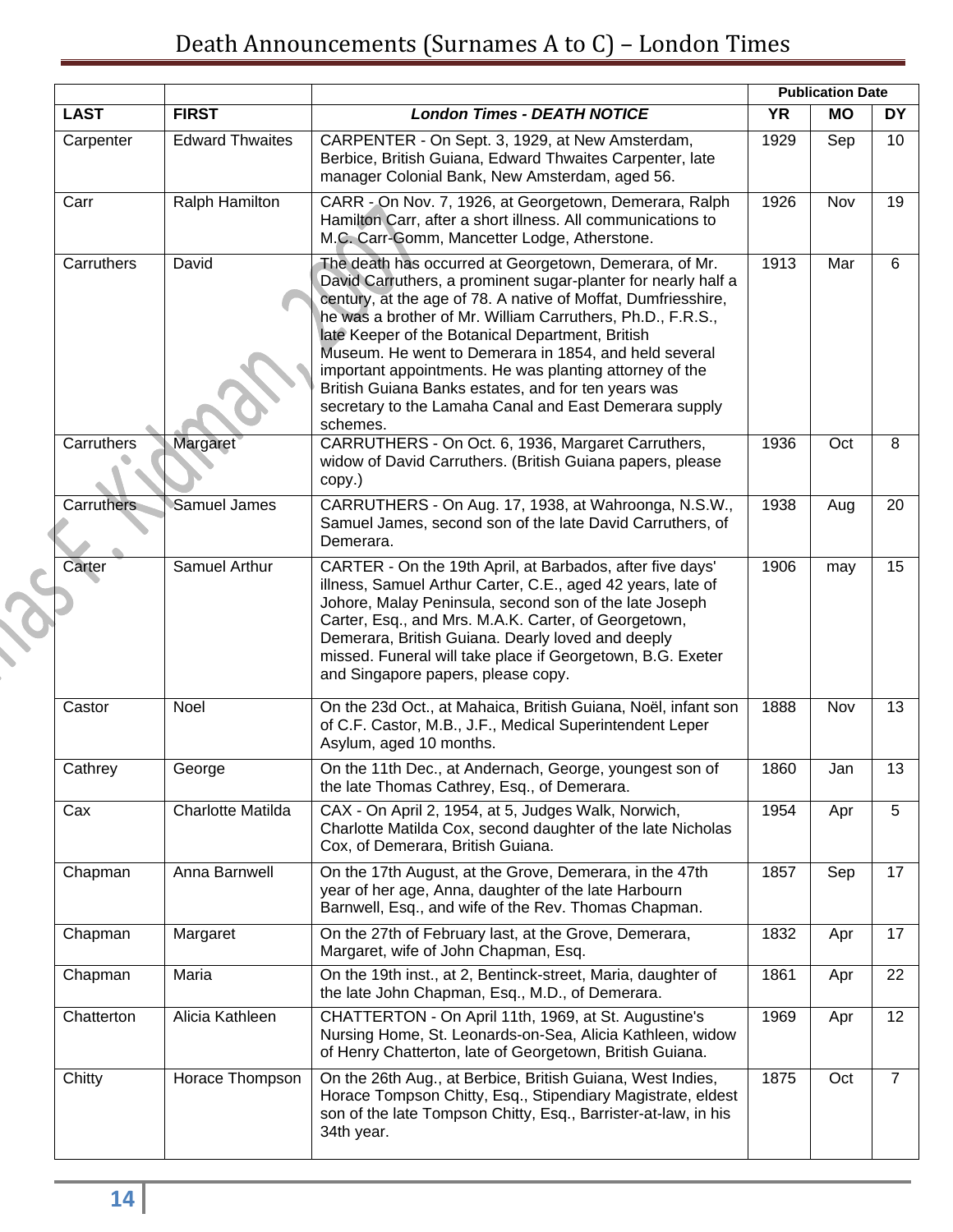# Death Announcements (Surnames A to C) – London Times

| | | | Publication Date | | |
|---|---|---|---|---|---|
| **LAST** | **FIRST** | ***London Times - DEATH NOTICE*** | **YR** | **MO** | **DY** |
| Carpenter | Edward Thwaites | CARPENTER - On Sept. 3, 1929, at New Amsterdam, Berbice, British Guiana, Edward Thwaites Carpenter, late manager Colonial Bank, New Amsterdam, aged 56. | 1929 | Sep | 10 |
| Carr | Ralph Hamilton | CARR - On Nov. 7, 1926, at Georgetown, Demerara, Ralph Hamilton Carr, after a short illness. All communications to M.C. Carr-Gomm, Mancetter Lodge, Atherstone. | 1926 | Nov | 19 |
| Carruthers | David | The death has occurred at Georgetown, Demerara, of Mr. David Carruthers, a prominent sugar-planter for nearly half a century, at the age of 78. A native of Moffat, Dumfriesshire, he was a brother of Mr. William Carruthers, Ph.D., F.R.S., late Keeper of the Botanical Department, British Museum. He went to Demerara in 1854, and held several important appointments. He was planting attorney of the British Guiana Banks estates, and for ten years was secretary to the Lamaha Canal and East Demerara supply schemes. | 1913 | Mar | 6 |
| Carruthers | Margaret | CARRUTHERS - On Oct. 6, 1936, Margaret Carruthers, widow of David Carruthers. (British Guiana papers, please copy.) | 1936 | Oct | 8 |
| Carruthers | Samuel James | CARRUTHERS - On Aug. 17, 1938, at Wahroonga, N.S.W., Samuel James, second son of the late David Carruthers, of Demerara. | 1938 | Aug | 20 |
| Carter | Samuel Arthur | CARTER - On the 19th April, at Barbados, after five days' illness, Samuel Arthur Carter, C.E., aged 42 years, late of Johore, Malay Peninsula, second son of the late Joseph Carter, Esq., and Mrs. M.A.K. Carter, of Georgetown, Demerara, British Guiana. Dearly loved and deeply missed. Funeral will take place if Georgetown, B.G. Exeter and Singapore papers, please copy. | 1906 | may | 15 |
| Castor | Noel | On the 23d Oct., at Mahaica, British Guiana, Noël, infant son of C.F. Castor, M.B., J.F., Medical Superintendent Leper Asylum, aged 10 months. | 1888 | Nov | 13 |
| Cathrey | George | On the 11th Dec., at Andernach, George, youngest son of the late Thomas Cathrey, Esq., of Demerara. | 1860 | Jan | 13 |
| Cax | Charlotte Matilda | CAX - On April 2, 1954, at 5, Judges Walk, Norwich, Charlotte Matilda Cox, second daughter of the late Nicholas Cox, of Demerara, British Guiana. | 1954 | Apr | 5 |
| Chapman | Anna Barnwell | On the 17th August, at the Grove, Demerara, in the 47th year of her age, Anna, daughter of the late Harbourn Barnwell, Esq., and wife of the Rev. Thomas Chapman. | 1857 | Sep | 17 |
| Chapman | Margaret | On the 27th of February last, at the Grove, Demerara, Margaret, wife of John Chapman, Esq. | 1832 | Apr | 17 |
| Chapman | Maria | On the 19th inst., at 2, Bentinck-street, Maria, daughter of the late John Chapman, Esq., M.D., of Demerara. | 1861 | Apr | 22 |
| Chatterton | Alicia Kathleen | CHATTERTON - On April 11th, 1969, at St. Augustine's Nursing Home, St. Leonards-on-Sea, Alicia Kathleen, widow of Henry Chatterton, late of Georgetown, British Guiana. | 1969 | Apr | 12 |
| Chitty | Horace Thompson | On the 26th Aug., at Berbice, British Guiana, West Indies, Horace Tompson Chitty, Esq., Stipendiary Magistrate, eldest son of the late Tompson Chitty, Esq., Barrister-at-law, in his 34th year. | 1875 | Oct | 7 |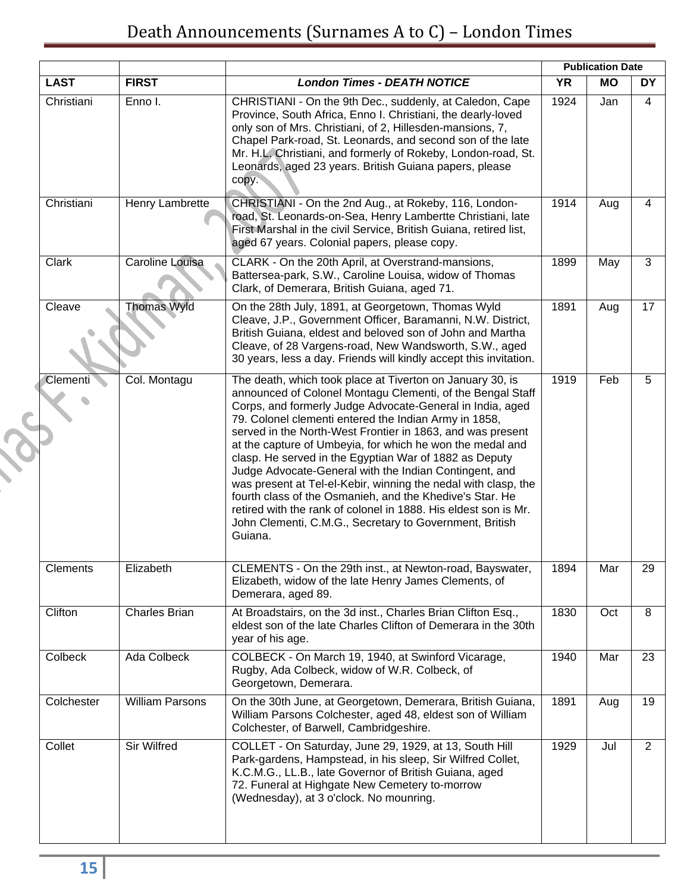# Death Announcements (Surnames A to C) – London Times

| | | | Publication Date | | |
|---|---|---|---|---|---|
| **LAST** | **FIRST** | ***London Times - DEATH NOTICE*** | **YR** | **MO** | **DY** |
| Christiani | Enno I. | CHRISTIANI - On the 9th Dec., suddenly, at Caledon, Cape Province, South Africa, Enno I. Christiani, the dearly-loved only son of Mrs. Christiani, of 2, Hillesden-mansions, 7, Chapel Park-road, St. Leonards, and second son of the late Mr. H.L. Christiani, and formerly of Rokeby, London-road, St. Leonards, aged 23 years. British Guiana papers, please copy. | 1924 | Jan | 4 |
| Christiani | Henry Lambrette | CHRISTIANI - On the 2nd Aug., at Rokeby, 116, London-road, St. Leonards-on-Sea, Henry Lambertte Christiani, late First Marshal in the civil Service, British Guiana, retired list, aged 67 years. Colonial papers, please copy. | 1914 | Aug | 4 |
| Clark | Caroline Louisa | CLARK - On the 20th April, at Overstrand-mansions, Battersea-park, S.W., Caroline Louisa, widow of Thomas Clark, of Demerara, British Guiana, aged 71. | 1899 | May | 3 |
| Cleave | Thomas Wyld | On the 28th July, 1891, at Georgetown, Thomas Wyld Cleave, J.P., Government Officer, Baramanni, N.W. District, British Guiana, eldest and beloved son of John and Martha Cleave, of 28 Vargens-road, New Wandsworth, S.W., aged 30 years, less a day. Friends will kindly accept this invitation. | 1891 | Aug | 17 |
| Clementi | Col. Montagu | The death, which took place at Tiverton on January 30, is announced of Colonel Montagu Clementi, of the Bengal Staff Corps, and formerly Judge Advocate-General in India, aged 79. Colonel clementi entered the Indian Army in 1858, served in the North-West Frontier in 1863, and was present at the capture of Umbeyia, for which he won the medal and clasp. He served in the Egyptian War of 1882 as Deputy Judge Advocate-General with the Indian Contingent, and was present at Tel-el-Kebir, winning the nedal with clasp, the fourth class of the Osmanieh, and the Khedive's Star. He retired with the rank of colonel in 1888. His eldest son is Mr. John Clementi, C.M.G., Secretary to Government, British Guiana. | 1919 | Feb | 5 |
| Clements | Elizabeth | CLEMENTS - On the 29th inst., at Newton-road, Bayswater, Elizabeth, widow of the late Henry James Clements, of Demerara, aged 89. | 1894 | Mar | 29 |
| Clifton | Charles Brian | At Broadstairs, on the 3d inst., Charles Brian Clifton Esq., eldest son of the late Charles Clifton of Demerara in the 30th year of his age. | 1830 | Oct | 8 |
| Colbeck | Ada Colbeck | COLBECK - On March 19, 1940, at Swinford Vicarage, Rugby, Ada Colbeck, widow of W.R. Colbeck, of Georgetown, Demerara. | 1940 | Mar | 23 |
| Colchester | William Parsons | On the 30th June, at Georgetown, Demerara, British Guiana, William Parsons Colchester, aged 48, eldest son of William Colchester, of Barwell, Cambridgeshire. | 1891 | Aug | 19 |
| Collet | Sir Wilfred | COLLET - On Saturday, June 29, 1929, at 13, South Hill Park-gardens, Hampstead, in his sleep, Sir Wilfred Collet, K.C.M.G., LL.B., late Governor of British Guiana, aged 72. Funeral at Highgate New Cemetery to-morrow (Wednesday), at 3 o'clock. No mounring. | 1929 | Jul | 2 |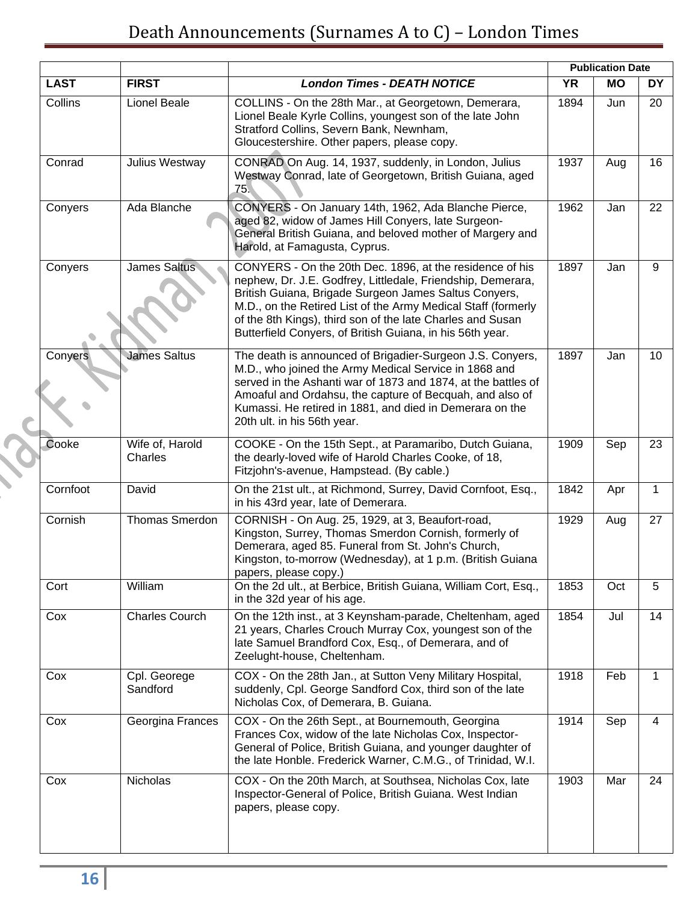# Death Announcements (Surnames A to C) – London Times

| | | | Publication Date | | |
|---|---|---|---|---|---|
| **LAST** | **FIRST** | ***London Times - DEATH NOTICE*** | **YR** | **MO** | **DY** |
| Collins | Lionel Beale | COLLINS - On the 28th Mar., at Georgetown, Demerara, Lionel Beale Kyrle Collins, youngest son of the late John Stratford Collins, Severn Bank, Newnham, Gloucestershire. Other papers, please copy. | 1894 | Jun | 20 |
| Conrad | Julius Westway | CONRAD On Aug. 14, 1937, suddenly, in London, Julius Westway Conrad, late of Georgetown, British Guiana, aged 75. | 1937 | Aug | 16 |
| Conyers | Ada Blanche | CONYERS - On January 14th, 1962, Ada Blanche Pierce, aged 82, widow of James Hill Conyers, late Surgeon-General British Guiana, and beloved mother of Margery and Harold, at Famagusta, Cyprus. | 1962 | Jan | 22 |
| Conyers | James Saltus | CONYERS - On the 20th Dec. 1896, at the residence of his nephew, Dr. J.E. Godfrey, Littledale, Friendship, Demerara, British Guiana, Brigade Surgeon James Saltus Conyers, M.D., on the Retired List of the Army Medical Staff (formerly of the 8th Kings), third son of the late Charles and Susan Butterfield Conyers, of British Guiana, in his 56th year. | 1897 | Jan | 9 |
| Conyers | James Saltus | The death is announced of Brigadier-Surgeon J.S. Conyers, M.D., who joined the Army Medical Service in 1868 and served in the Ashanti war of 1873 and 1874, at the battles of Amoaful and Ordahsu, the capture of Becquah, and also of Kumassi. He retired in 1881, and died in Demerara on the 20th ult. in his 56th year. | 1897 | Jan | 10 |
| Cooke | Wife of, Harold Charles | COOKE - On the 15th Sept., at Paramaribo, Dutch Guiana, the dearly-loved wife of Harold Charles Cooke, of 18, Fitzjohn's-avenue, Hampstead. (By cable.) | 1909 | Sep | 23 |
| Cornfoot | David | On the 21st ult., at Richmond, Surrey, David Cornfoot, Esq., in his 43rd year, late of Demerara. | 1842 | Apr | 1 |
| Cornish | Thomas Smerdon | CORNISH - On Aug. 25, 1929, at 3, Beaufort-road, Kingston, Surrey, Thomas Smerdon Cornish, formerly of Demerara, aged 85. Funeral from St. John's Church, Kingston, to-morrow (Wednesday), at 1 p.m. (British Guiana papers, please copy.) | 1929 | Aug | 27 |
| Cort | William | On the 2d ult., at Berbice, British Guiana, William Cort, Esq., in the 32d year of his age. | 1853 | Oct | 5 |
| Cox | Charles Courch | On the 12th inst., at 3 Keynsham-parade, Cheltenham, aged 21 years, Charles Crouch Murray Cox, youngest son of the late Samuel Brandford Cox, Esq., of Demerara, and of Zeelught-house, Cheltenham. | 1854 | Jul | 14 |
| Cox | Cpl. Georege Sandford | COX - On the 28th Jan., at Sutton Veny Military Hospital, suddenly, Cpl. George Sandford Cox, third son of the late Nicholas Cox, of Demerara, B. Guiana. | 1918 | Feb | 1 |
| Cox | Georgina Frances | COX - On the 26th Sept., at Bournemouth, Georgina Frances Cox, widow of the late Nicholas Cox, Inspector-General of Police, British Guiana, and younger daughter of the late Honble. Frederick Warner, C.M.G., of Trinidad, W.I. | 1914 | Sep | 4 |
| Cox | Nicholas | COX - On the 20th March, at Southsea, Nicholas Cox, late Inspector-General of Police, British Guiana. West Indian papers, please copy. | 1903 | Mar | 24 |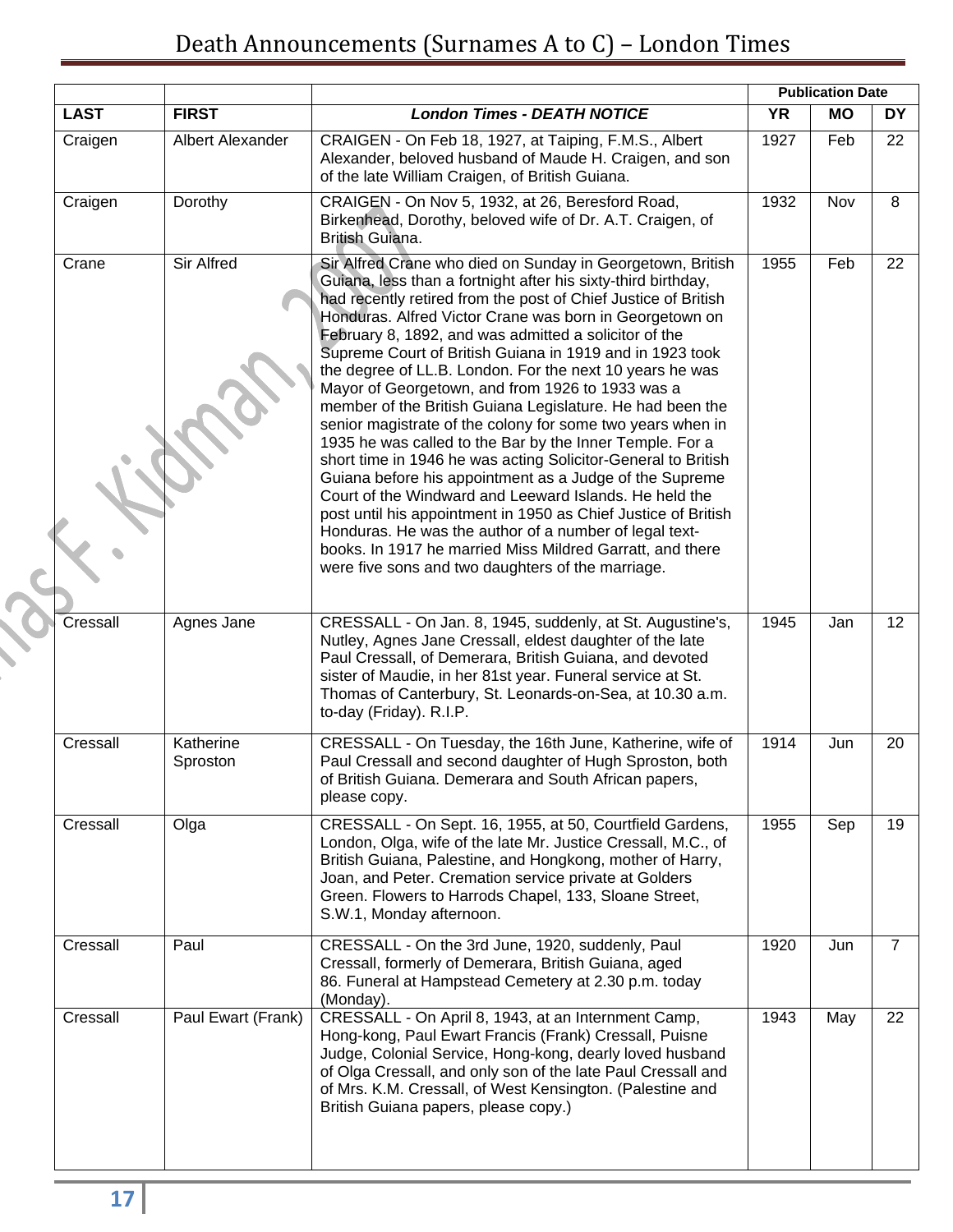# Death Announcements (Surnames A to C) – London Times

| | | | Publication Date | | |
|---|---|---|---|---|---|
| **LAST** | **FIRST** | ***London Times - DEATH NOTICE*** | **YR** | **MO** | **DY** |
| Craigen | Albert Alexander | CRAIGEN - On Feb 18, 1927, at Taiping, F.M.S., Albert Alexander, beloved husband of Maude H. Craigen, and son of the late William Craigen, of British Guiana. | 1927 | Feb | 22 |
| Craigen | Dorothy | CRAIGEN - On Nov 5, 1932, at 26, Beresford Road, Birkenhead, Dorothy, beloved wife of Dr. A.T. Craigen, of British Guiana. | 1932 | Nov | 8 |
| Crane | Sir Alfred | Sir Alfred Crane who died on Sunday in Georgetown, British Guiana, less than a fortnight after his sixty-third birthday, had recently retired from the post of Chief Justice of British Honduras. Alfred Victor Crane was born in Georgetown on February 8, 1892, and was admitted a solicitor of the Supreme Court of British Guiana in 1919 and in 1923 took the degree of LL.B. London. For the next 10 years he was Mayor of Georgetown, and from 1926 to 1933 was a member of the British Guiana Legislature. He had been the senior magistrate of the colony for some two years when in 1935 he was called to the Bar by the Inner Temple. For a short time in 1946 he was acting Solicitor-General to British Guiana before his appointment as a Judge of the Supreme Court of the Windward and Leeward Islands. He held the post until his appointment in 1950 as Chief Justice of British Honduras. He was the author of a number of legal text-books. In 1917 he married Miss Mildred Garratt, and there were five sons and two daughters of the marriage. | 1955 | Feb | 22 |
| Cressall | Agnes Jane | CRESSALL - On Jan. 8, 1945, suddenly, at St. Augustine's, Nutley, Agnes Jane Cressall, eldest daughter of the late Paul Cressall, of Demerara, British Guiana, and devoted sister of Maudie, in her 81st year. Funeral service at St. Thomas of Canterbury, St. Leonards-on-Sea, at 10.30 a.m. to-day (Friday). R.I.P. | 1945 | Jan | 12 |
| Cressall | Katherine Sproston | CRESSALL - On Tuesday, the 16th June, Katherine, wife of Paul Cressall and second daughter of Hugh Sproston, both of British Guiana. Demerara and South African papers, please copy. | 1914 | Jun | 20 |
| Cressall | Olga | CRESSALL - On Sept. 16, 1955, at 50, Courtfield Gardens, London, Olga, wife of the late Mr. Justice Cressall, M.C., of British Guiana, Palestine, and Hongkong, mother of Harry, Joan, and Peter. Cremation service private at Golders Green. Flowers to Harrods Chapel, 133, Sloane Street, S.W.1, Monday afternoon. | 1955 | Sep | 19 |
| Cressall | Paul | CRESSALL - On the 3rd June, 1920, suddenly, Paul Cressall, formerly of Demerara, British Guiana, aged 86. Funeral at Hampstead Cemetery at 2.30 p.m. today (Monday). | 1920 | Jun | 7 |
| Cressall | Paul Ewart (Frank) | CRESSALL - On April 8, 1943, at an Internment Camp, Hong-kong, Paul Ewart Francis (Frank) Cressall, Puisne Judge, Colonial Service, Hong-kong, dearly loved husband of Olga Cressall, and only son of the late Paul Cressall and of Mrs. K.M. Cressall, of West Kensington. (Palestine and British Guiana papers, please copy.) | 1943 | May | 22 |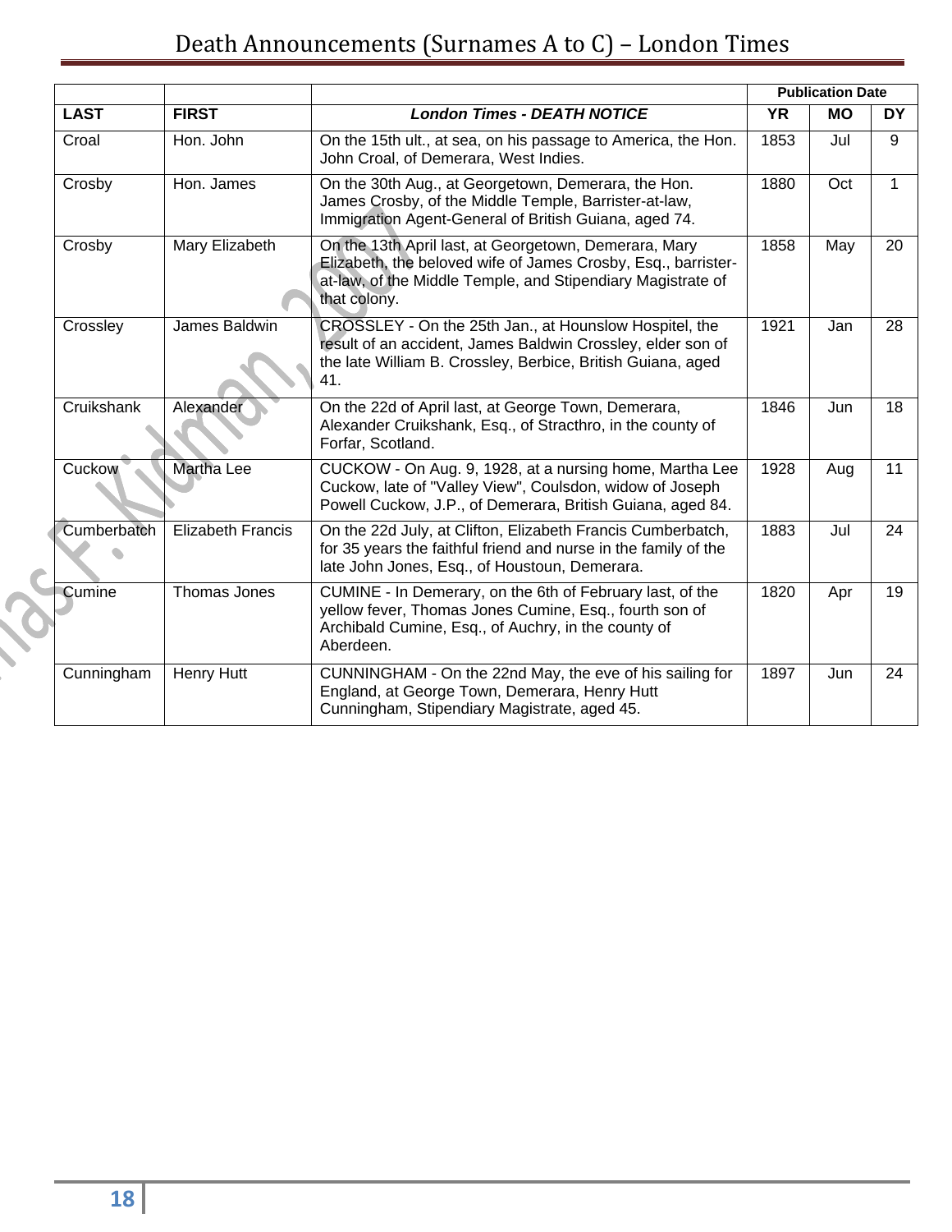# Death Announcements (Surnames A to C) – London Times

| | | | Publication Date | | |
|---|---|---|---|---|---|
| **LAST** | **FIRST** | ***London Times - DEATH NOTICE*** | **YR** | **MO** | **DY** |
| Croal | Hon. John | On the 15th ult., at sea, on his passage to America, the Hon. John Croal, of Demerara, West Indies. | 1853 | Jul | 9 |
| Crosby | Hon. James | On the 30th Aug., at Georgetown, Demerara, the Hon. James Crosby, of the Middle Temple, Barrister-at-law, Immigration Agent-General of British Guiana, aged 74. | 1880 | Oct | 1 |
| Crosby | Mary Elizabeth | On the 13th April last, at Georgetown, Demerara, Mary Elizabeth, the beloved wife of James Crosby, Esq., barrister-at-law, of the Middle Temple, and Stipendiary Magistrate of that colony. | 1858 | May | 20 |
| Crossley | James Baldwin | CROSSLEY - On the 25th Jan., at Hounslow Hospitel, the result of an accident, James Baldwin Crossley, elder son of the late William B. Crossley, Berbice, British Guiana, aged 41. | 1921 | Jan | 28 |
| Cruikshank | Alexander | On the 22d of April last, at George Town, Demerara, Alexander Cruikshank, Esq., of Stracthro, in the county of Forfar, Scotland. | 1846 | Jun | 18 |
| Cuckow | Martha Lee | CUCKOW - On Aug. 9, 1928, at a nursing home, Martha Lee Cuckow, late of "Valley View", Coulsdon, widow of Joseph Powell Cuckow, J.P., of Demerara, British Guiana, aged 84. | 1928 | Aug | 11 |
| Cumberbatch | Elizabeth Francis | On the 22d July, at Clifton, Elizabeth Francis Cumberbatch, for 35 years the faithful friend and nurse in the family of the late John Jones, Esq., of Houstoun, Demerara. | 1883 | Jul | 24 |
| Cumine | Thomas Jones | CUMINE - In Demerary, on the 6th of February last, of the yellow fever, Thomas Jones Cumine, Esq., fourth son of Archibald Cumine, Esq., of Auchry, in the county of Aberdeen. | 1820 | Apr | 19 |
| Cunningham | Henry Hutt | CUNNINGHAM - On the 22nd May, the eve of his sailing for England, at George Town, Demerara, Henry Hutt Cunningham, Stipendiary Magistrate, aged 45. | 1897 | Jun | 24 |